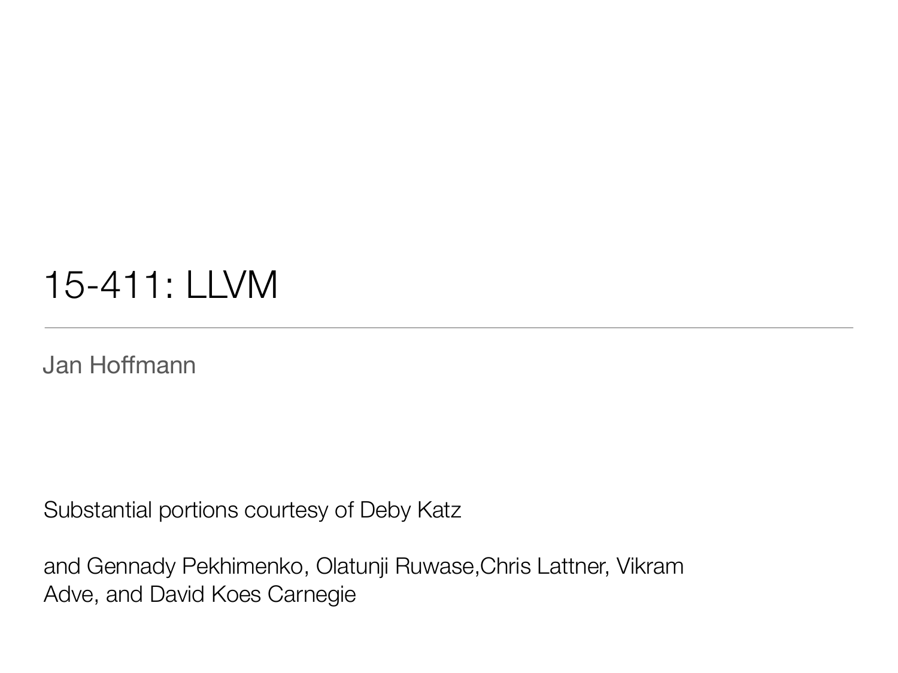# 15-411: LLVM

Jan Hoffmann

Substantial portions courtesy of Deby Katz

and Gennady Pekhimenko, Olatunji Ruwase,Chris Lattner, Vikram Adve, and David Koes Carnegie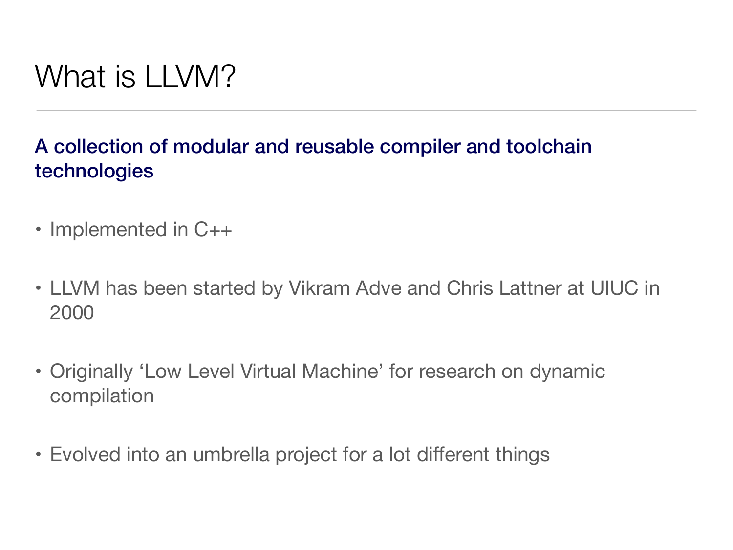# What is LLVM?

**A collection of modular and reusable compiler and toolchain technologies**

- Implemented in C++
- LLVM has been started by Vikram Adve and Chris Lattner at UIUC in 2000
- Originally 'Low Level Virtual Machine' for research on dynamic compilation
- Evolved into an umbrella project for a lot different things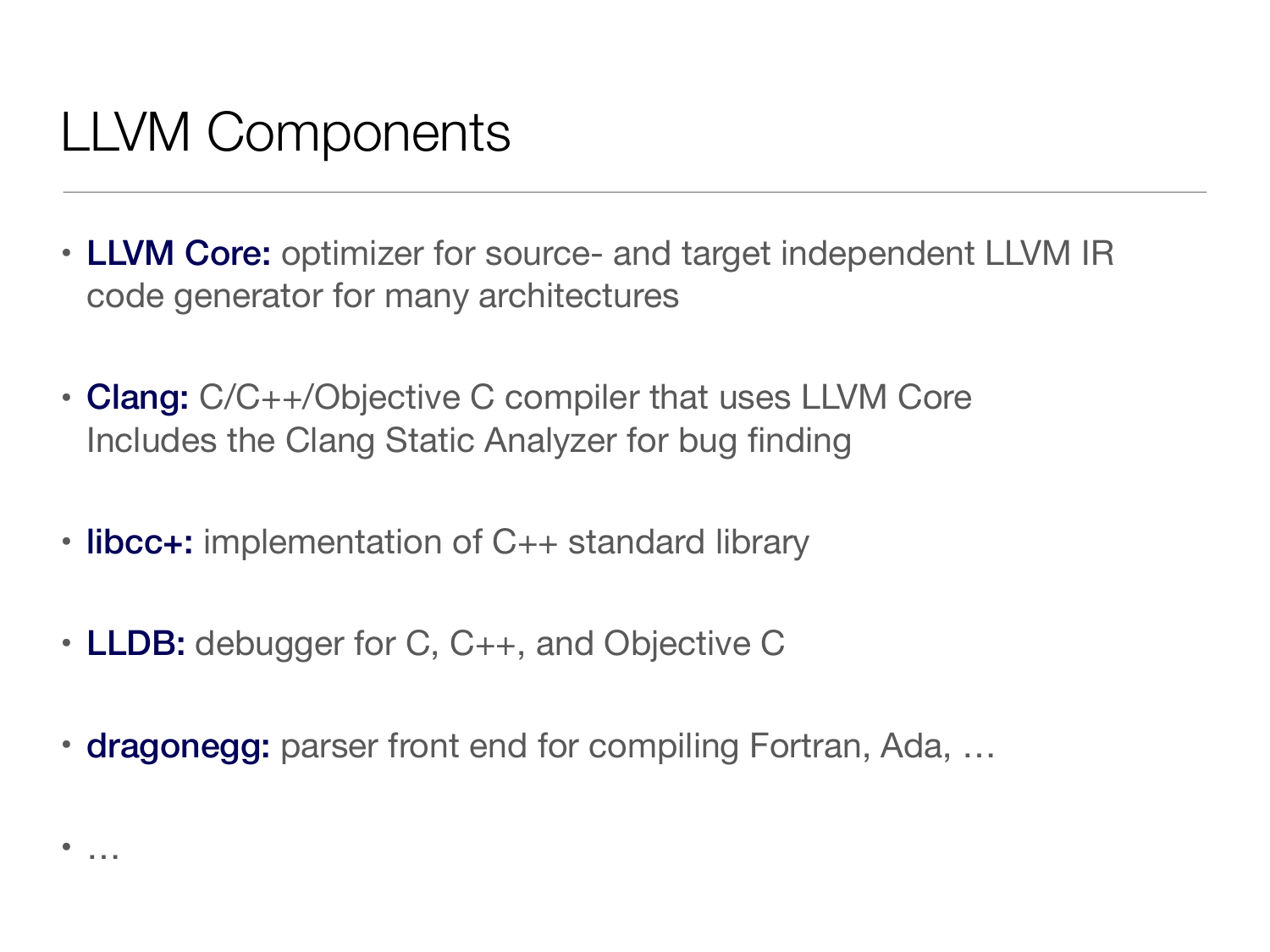# LLVM Components

- **LLVM Core:** optimizer for source- and target independent LLVM IR
  code generator for many architectures

- **Clang:** C/C++/Objective C compiler that uses LLVM Core
  Includes the Clang Static Analyzer for bug finding

- **libcc+:** implementation of C++ standard library

- **LLDB:** debugger for C, C++, and Objective C

- **dragonegg:** parser front end for compiling Fortran, Ada, …

- …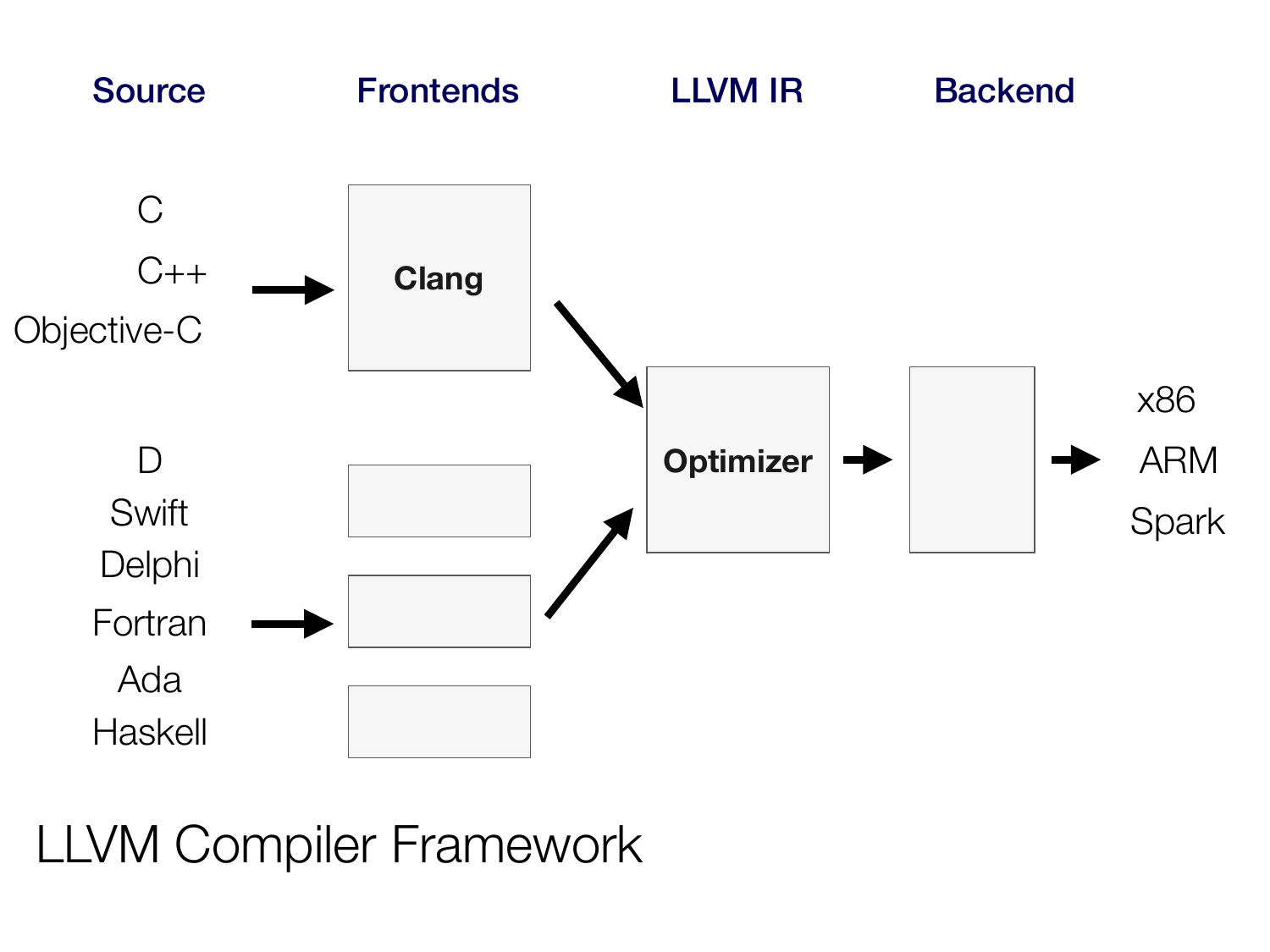Source

Frontends

LLVM IR

Backend

C

C++

Objective-C

Clang

D

Swift

Delphi

Fortran

Ada

Haskell

Optimizer

x86

ARM

Spark

LLVM Compiler Framework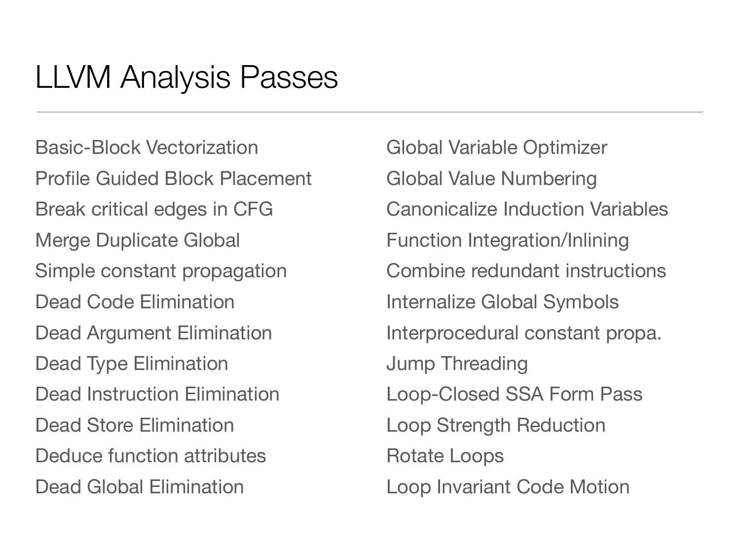# LLVM Analysis Passes

Basic-Block Vectorization
Profile Guided Block Placement
Break critical edges in CFG
Merge Duplicate Global
Simple constant propagation
Dead Code Elimination
Dead Argument Elimination
Dead Type Elimination
Dead Instruction Elimination
Dead Store Elimination
Deduce function attributes
Dead Global Elimination
Global Variable Optimizer
Global Value Numbering
Canonicalize Induction Variables
Function Integration/Inlining
Combine redundant instructions
Internalize Global Symbols
Interprocedural constant propa.
Jump Threading
Loop-Closed SSA Form Pass
Loop Strength Reduction
Rotate Loops
Loop Invariant Code Motion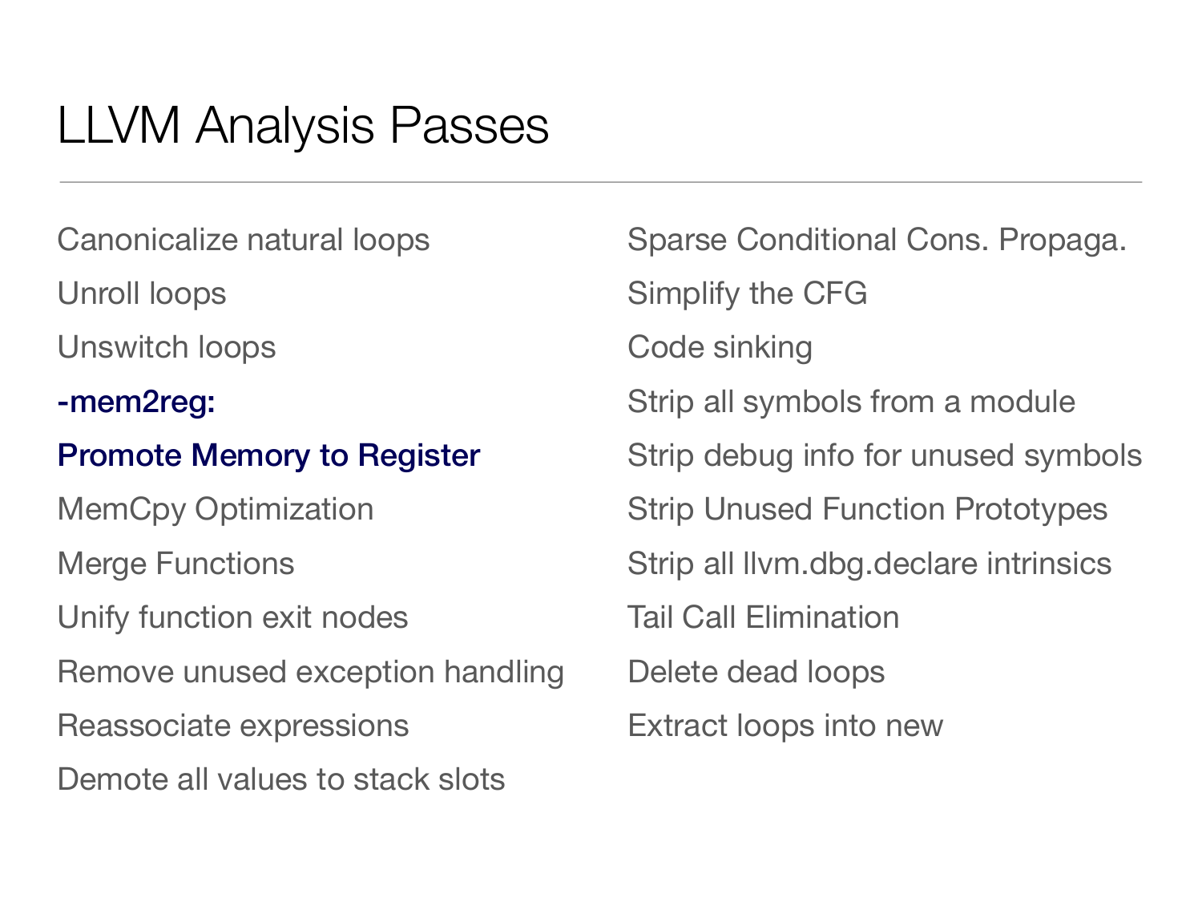# LLVM Analysis Passes

- Canonicalize natural loops
- Unroll loops
- Unswitch loops
- **-mem2reg:**
- **Promote Memory to Register**
- MemCpy Optimization
- Merge Functions
- Unify function exit nodes
- Remove unused exception handling
- Reassociate expressions
- Demote all values to stack slots
- Sparse Conditional Cons. Propaga.
- Simplify the CFG
- Code sinking
- Strip all symbols from a module
- Strip debug info for unused symbols
- Strip Unused Function Prototypes
- Strip all llvm.dbg.declare intrinsics
- Tail Call Elimination
- Delete dead loops
- Extract loops into new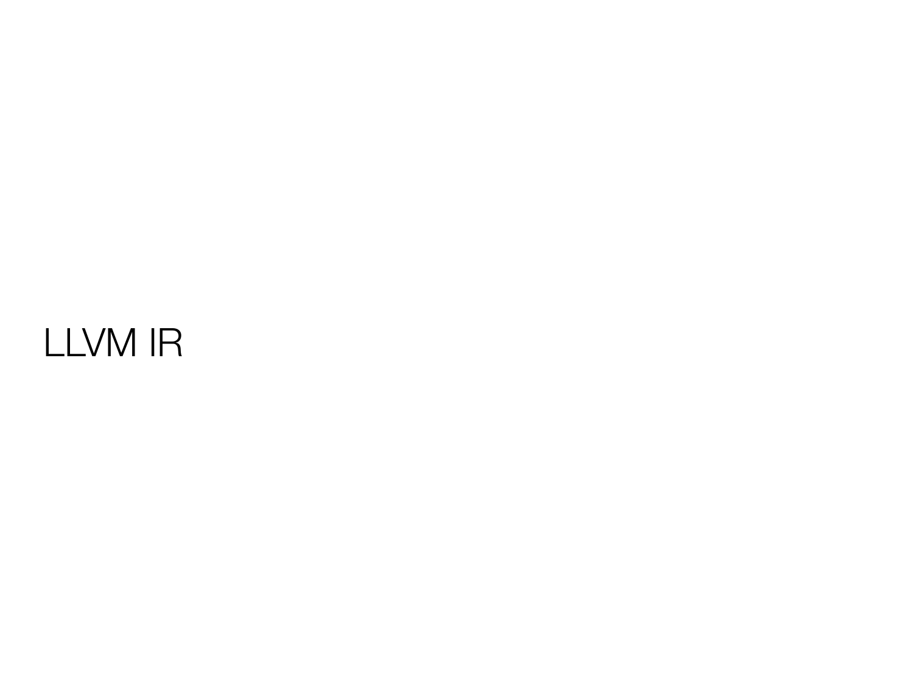# LLVM IR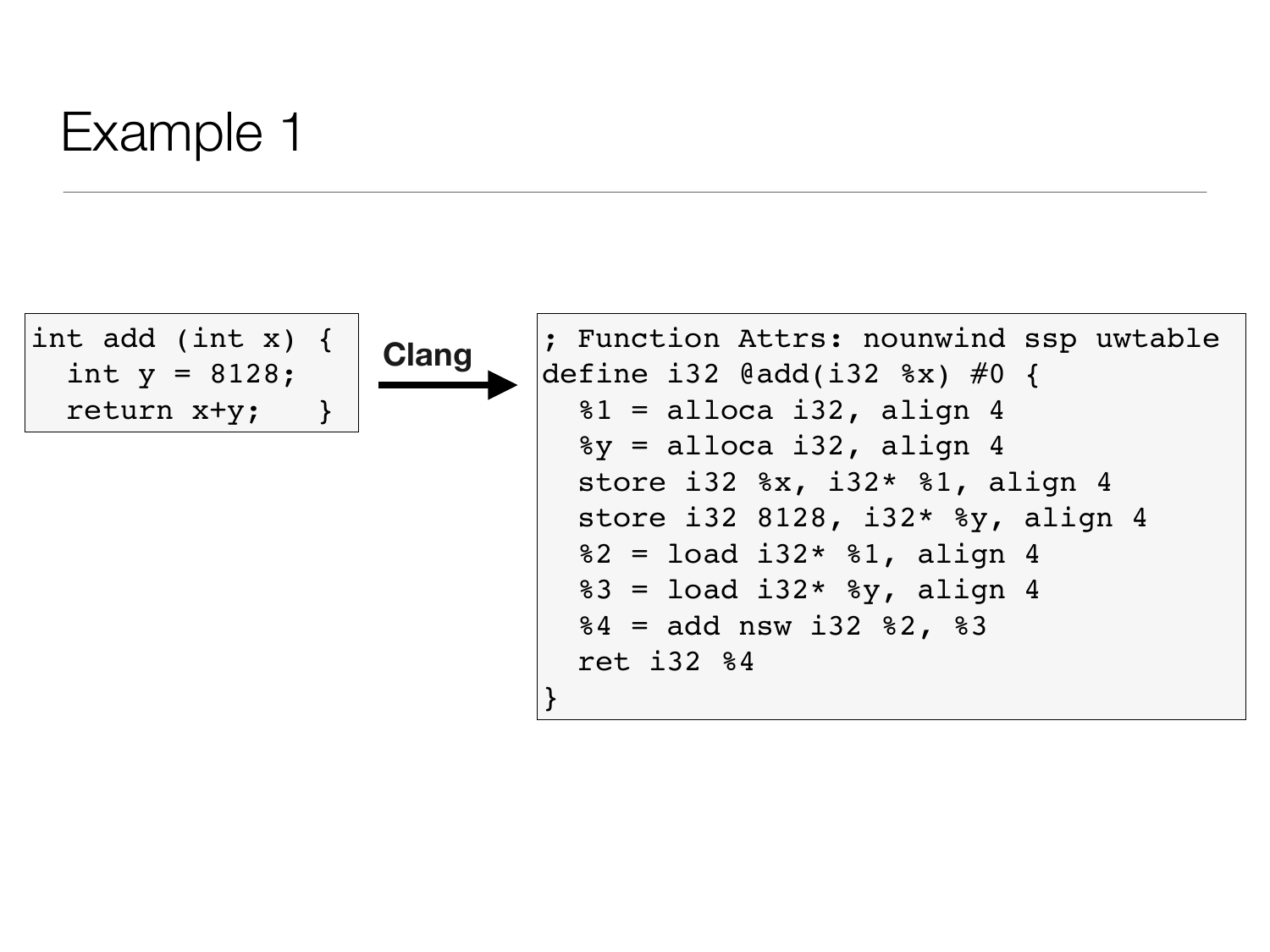# Example 1

```c
int add (int x) {
  int y = 8128;
  return x+y;   }
```

**Clang** →

```llvm
; Function Attrs: nounwind ssp uwtable
define i32 @add(i32 %x) #0 {
  %1 = alloca i32, align 4
  %y = alloca i32, align 4
  store i32 %x, i32* %1, align 4
  store i32 8128, i32* %y, align 4
  %2 = load i32* %1, align 4
  %3 = load i32* %y, align 4
  %4 = add nsw i32 %2, %3
  ret i32 %4
}
```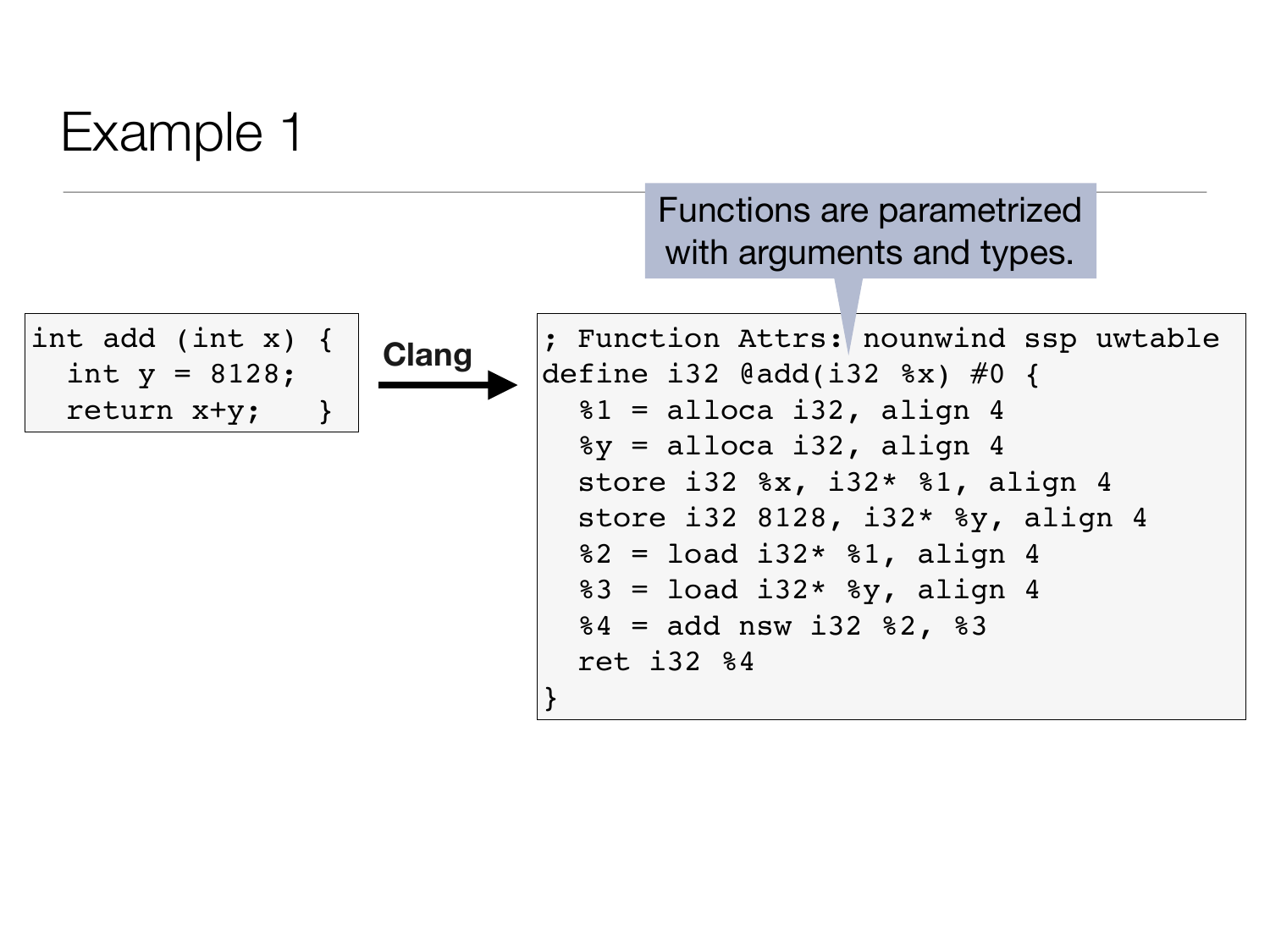# Example 1

Functions are parametrized with arguments and types.

```c
int add (int x) {
  int y = 8128;
  return x+y;   }
```

**Clang**

```llvm
; Function Attrs: nounwind ssp uwtable
define i32 @add(i32 %x) #0 {
  %1 = alloca i32, align 4
  %y = alloca i32, align 4
  store i32 %x, i32* %1, align 4
  store i32 8128, i32* %y, align 4
  %2 = load i32* %1, align 4
  %3 = load i32* %y, align 4
  %4 = add nsw i32 %2, %3
  ret i32 %4
}
```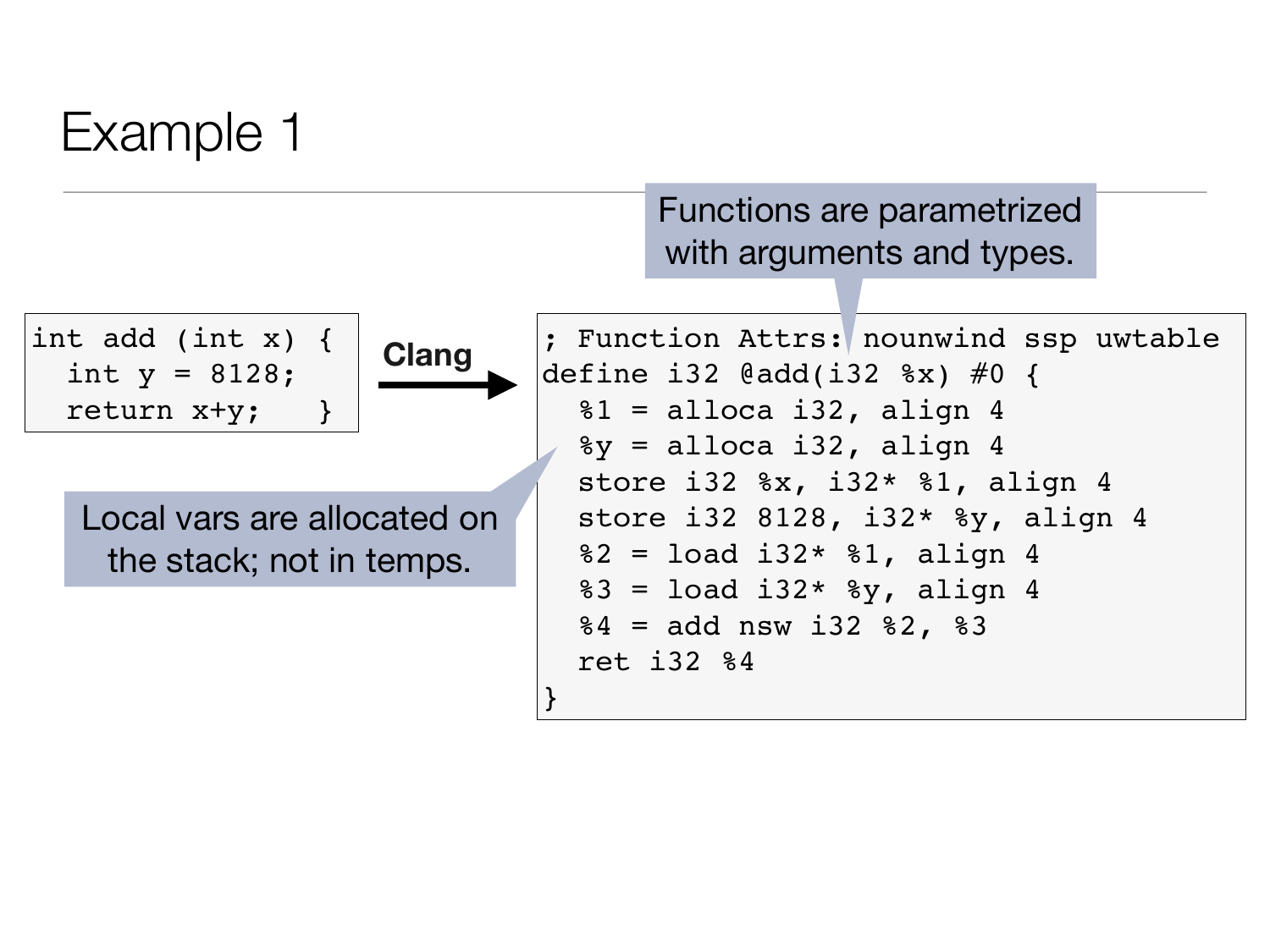# Example 1

```
int add (int x) {
  int y = 8128;
  return x+y;   }
```

**Clang**

```
; Function Attrs: nounwind ssp uwtable
define i32 @add(i32 %x) #0 {
  %1 = alloca i32, align 4
  %y = alloca i32, align 4
  store i32 %x, i32* %1, align 4
  store i32 8128, i32* %y, align 4
  %2 = load i32* %1, align 4
  %3 = load i32* %y, align 4
  %4 = add nsw i32 %2, %3
  ret i32 %4
}
```

Functions are parametrized with arguments and types.

Local vars are allocated on the stack; not in temps.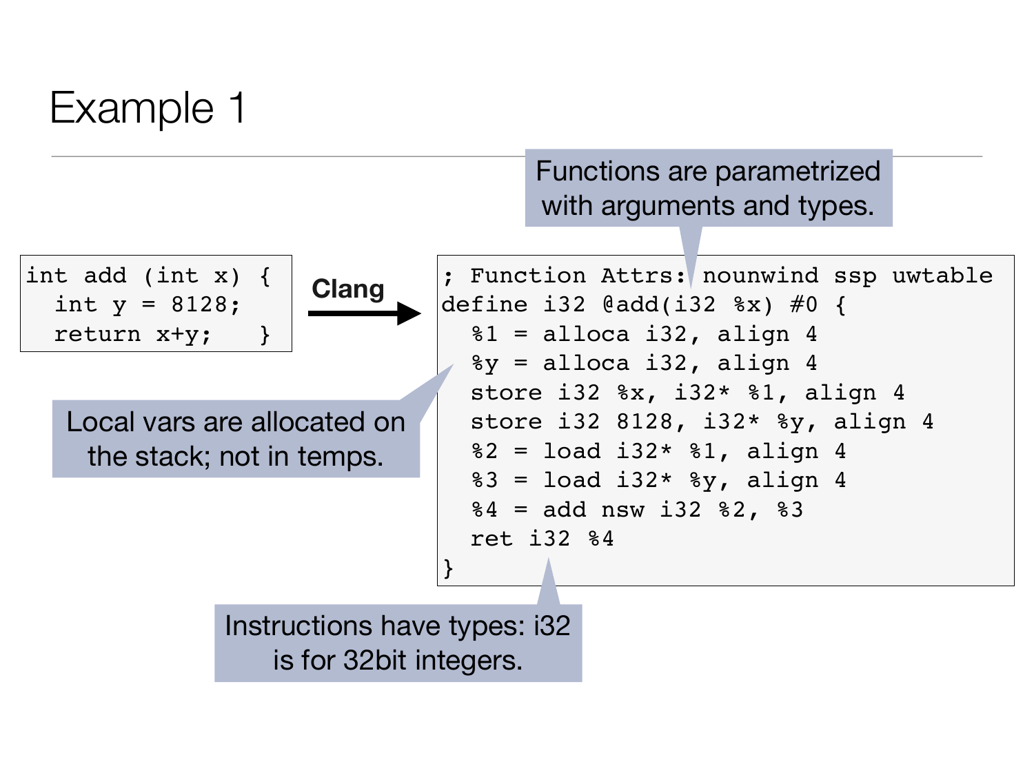# Example 1

```
int add (int x) {
  int y = 8128;
  return x+y;   }
```

**Clang** →

```
; Function Attrs: nounwind ssp uwtable
define i32 @add(i32 %x) #0 {
  %1 = alloca i32, align 4
  %y = alloca i32, align 4
  store i32 %x, i32* %1, align 4
  store i32 8128, i32* %y, align 4
  %2 = load i32* %1, align 4
  %3 = load i32* %y, align 4
  %4 = add nsw i32 %2, %3
  ret i32 %4
}
```

Functions are parametrized with arguments and types.

Local vars are allocated on the stack; not in temps.

Instructions have types: i32 is for 32bit integers.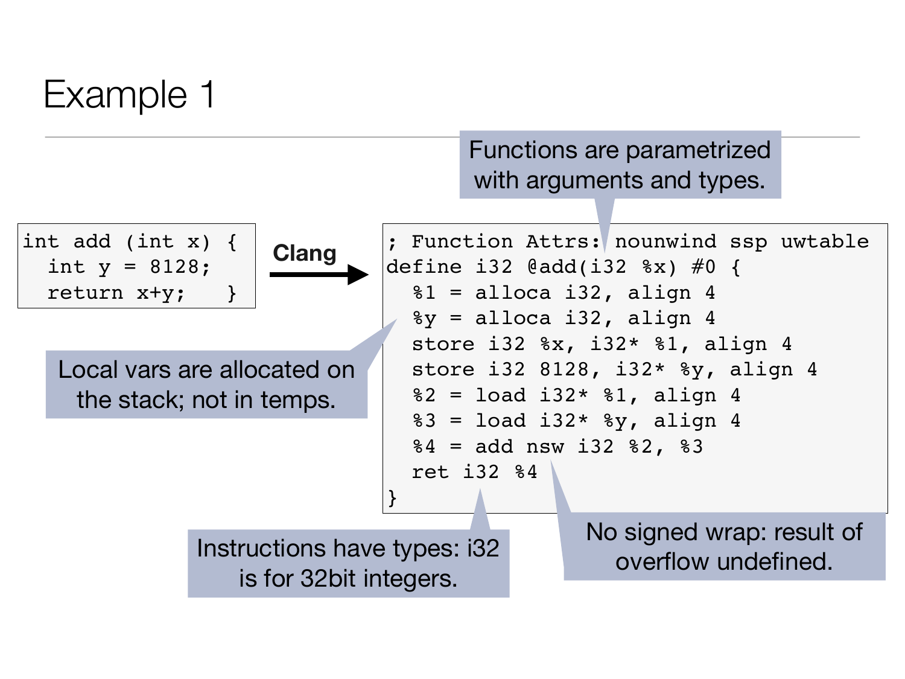# Example 1

```c
int add (int x) {
  int y = 8128;
  return x+y;   }
```

**Clang**

```llvm
; Function Attrs: nounwind ssp uwtable
define i32 @add(i32 %x) #0 {
  %1 = alloca i32, align 4
  %y = alloca i32, align 4
  store i32 %x, i32* %1, align 4
  store i32 8128, i32* %y, align 4
  %2 = load i32* %1, align 4
  %3 = load i32* %y, align 4
  %4 = add nsw i32 %2, %3
  ret i32 %4
}
```

Functions are parametrized with arguments and types.

Local vars are allocated on the stack; not in temps.

Instructions have types: i32 is for 32bit integers.

No signed wrap: result of overflow undefined.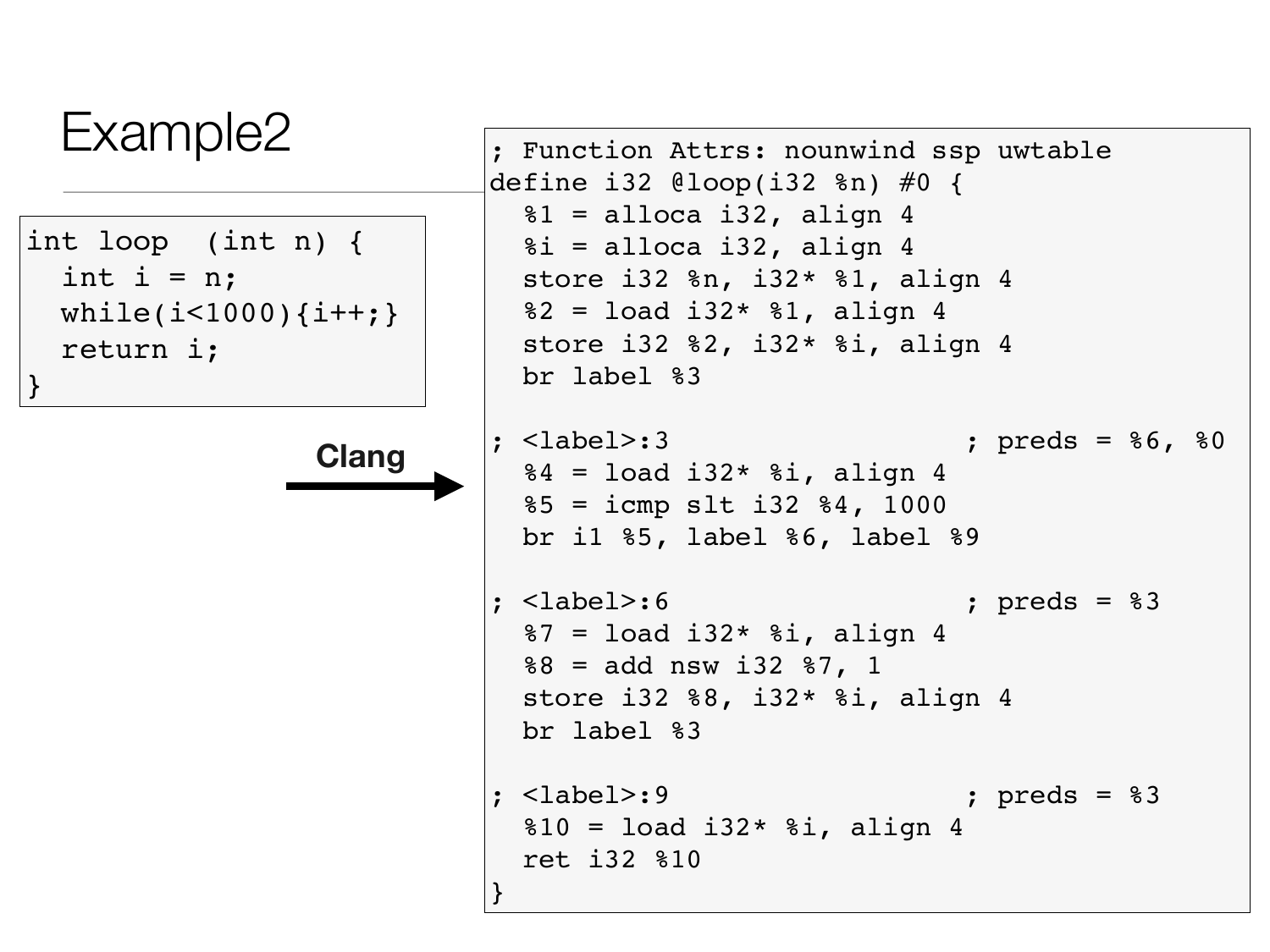# Example2

```c
int loop  (int n) {
  int i = n;
  while(i<1000){i++;}
  return i;
}
```

**Clang** →

```llvm
; Function Attrs: nounwind ssp uwtable
define i32 @loop(i32 %n) #0 {
  %1 = alloca i32, align 4
  %i = alloca i32, align 4
  store i32 %n, i32* %1, align 4
  %2 = load i32* %1, align 4
  store i32 %2, i32* %i, align 4
  br label %3

; <label>:3                        ; preds = %6, %0
  %4 = load i32* %i, align 4
  %5 = icmp slt i32 %4, 1000
  br i1 %5, label %6, label %9

; <label>:6                        ; preds = %3
  %7 = load i32* %i, align 4
  %8 = add nsw i32 %7, 1
  store i32 %8, i32* %i, align 4
  br label %3

; <label>:9                        ; preds = %3
  %10 = load i32* %i, align 4
  ret i32 %10
}
```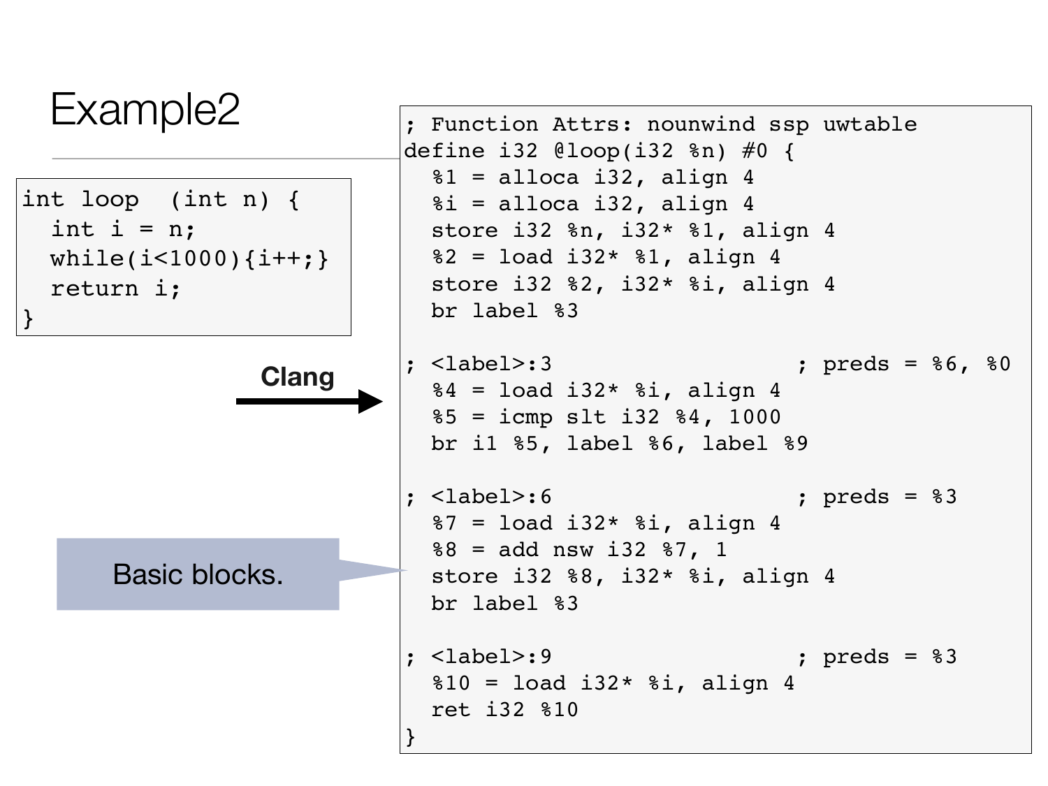# Example2

```c
int loop  (int n) {
  int i = n;
  while(i<1000){i++;}
  return i;
}
```

**Clang**

```llvm
; Function Attrs: nounwind ssp uwtable
define i32 @loop(i32 %n) #0 {
  %1 = alloca i32, align 4
  %i = alloca i32, align 4
  store i32 %n, i32* %1, align 4
  %2 = load i32* %1, align 4
  store i32 %2, i32* %i, align 4
  br label %3

; <label>:3                       ; preds = %6, %0
  %4 = load i32* %i, align 4
  %5 = icmp slt i32 %4, 1000
  br i1 %5, label %6, label %9

; <label>:6                       ; preds = %3
  %7 = load i32* %i, align 4
  %8 = add nsw i32 %7, 1
  store i32 %8, i32* %i, align 4
  br label %3

; <label>:9                       ; preds = %3
  %10 = load i32* %i, align 4
  ret i32 %10
}
```

Basic blocks.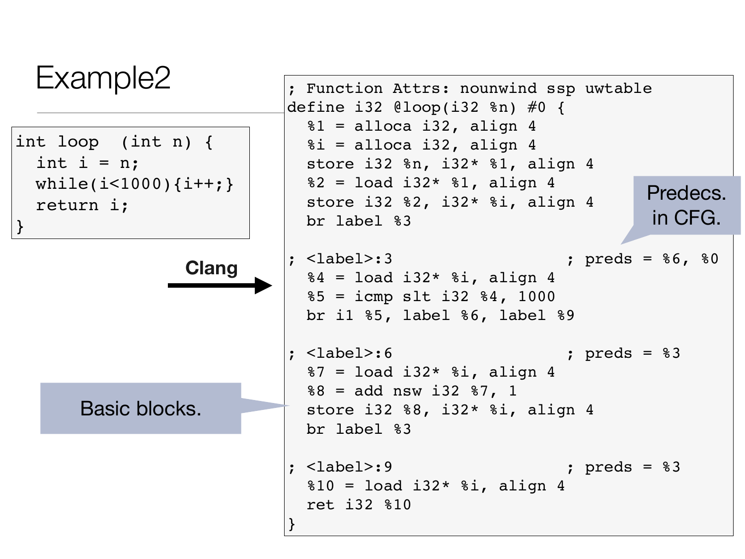# Example2

```c
int loop  (int n) {
  int i = n;
  while(i<1000){i++;}
  return i;
}
```

**Clang**

```llvm
; Function Attrs: nounwind ssp uwtable
define i32 @loop(i32 %n) #0 {
  %1 = alloca i32, align 4
  %i = alloca i32, align 4
  store i32 %n, i32* %1, align 4
  %2 = load i32* %1, align 4
  store i32 %2, i32* %i, align 4
  br label %3

; <label>:3                          ; preds = %6, %0
  %4 = load i32* %i, align 4
  %5 = icmp slt i32 %4, 1000
  br i1 %5, label %6, label %9

; <label>:6                          ; preds = %3
  %7 = load i32* %i, align 4
  %8 = add nsw i32 %7, 1
  store i32 %8, i32* %i, align 4
  br label %3

; <label>:9                          ; preds = %3
  %10 = load i32* %i, align 4
  ret i32 %10
}
```

Predecs. in CFG.

Basic blocks.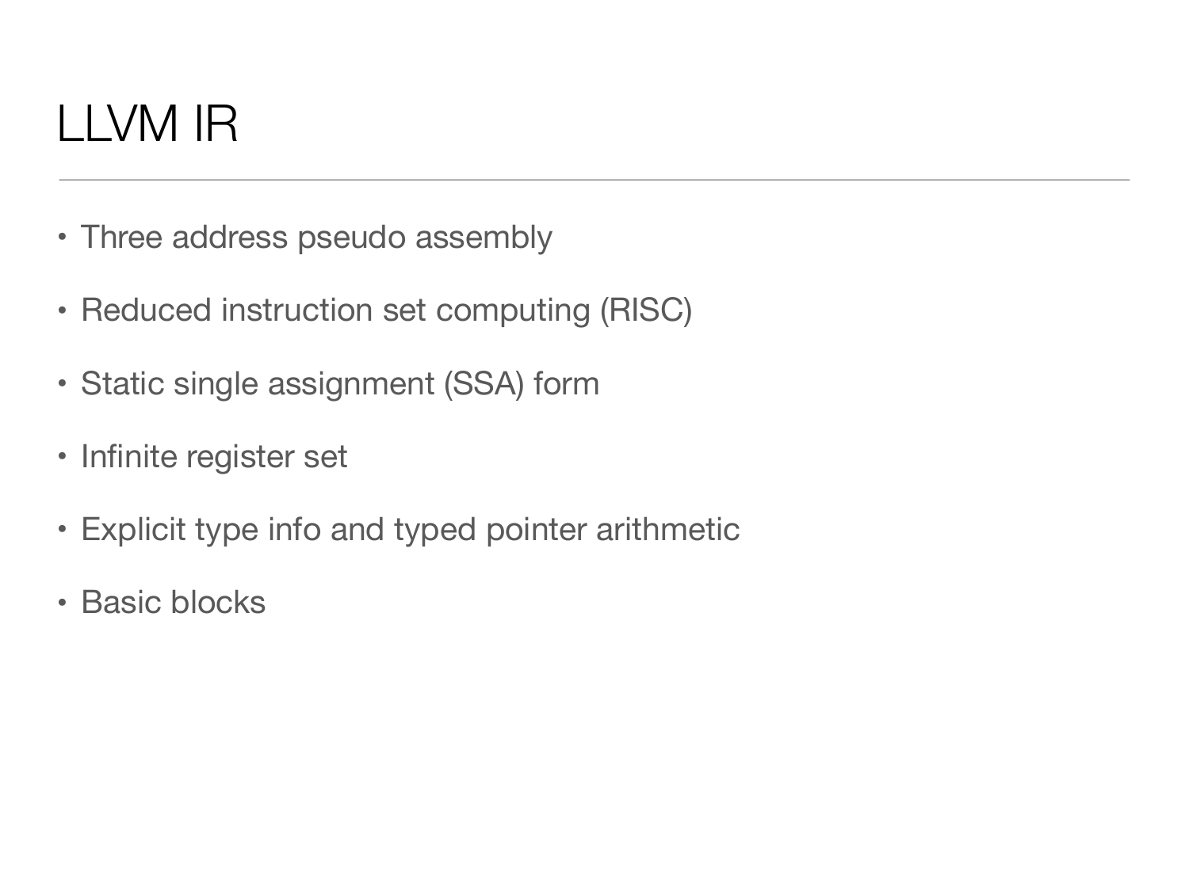# LLVM IR

- Three address pseudo assembly
- Reduced instruction set computing (RISC)
- Static single assignment (SSA) form
- Infinite register set
- Explicit type info and typed pointer arithmetic
- Basic blocks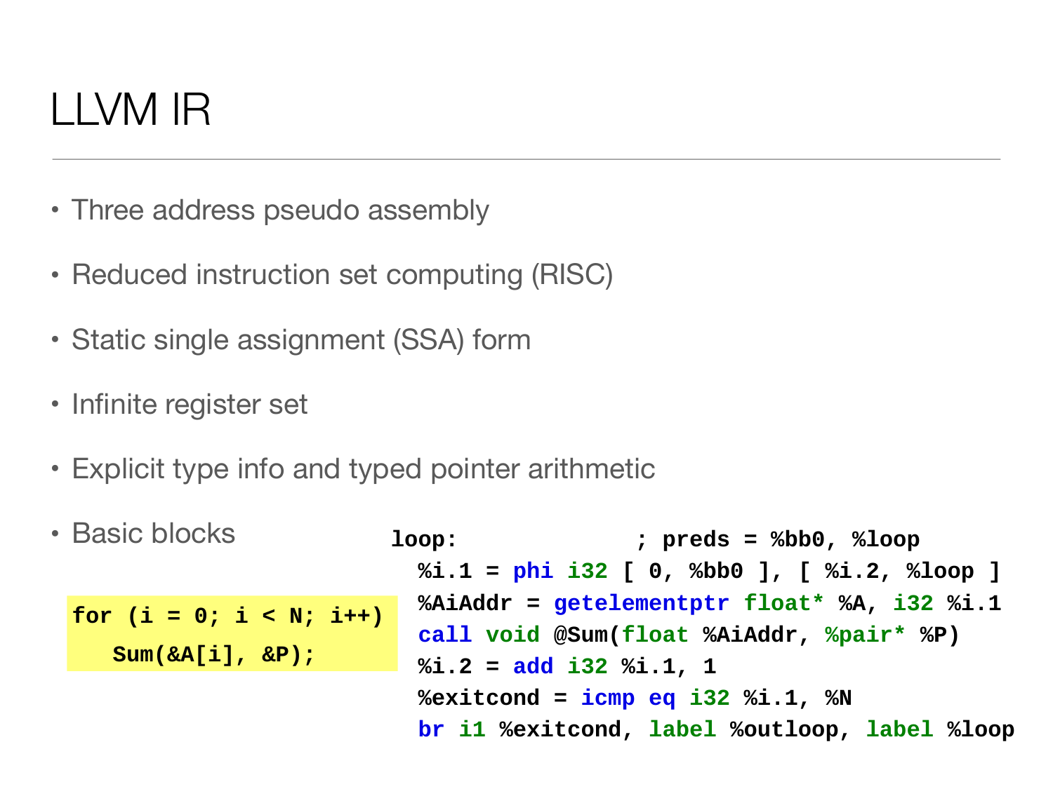# LLVM IR

- Three address pseudo assembly
- Reduced instruction set computing (RISC)
- Static single assignment (SSA) form
- Infinite register set
- Explicit type info and typed pointer arithmetic
- Basic blocks

```
for (i = 0; i < N; i++)
   Sum(&A[i], &P);
```

```
loop:              ; preds = %bb0, %loop
  %i.1 = phi i32 [ 0, %bb0 ], [ %i.2, %loop ]
  %AiAddr = getelementptr float* %A, i32 %i.1
  call void @Sum(float %AiAddr, %pair* %P)
  %i.2 = add i32 %i.1, 1
  %exitcond = icmp eq i32 %i.1, %N
  br i1 %exitcond, label %outloop, label %loop
```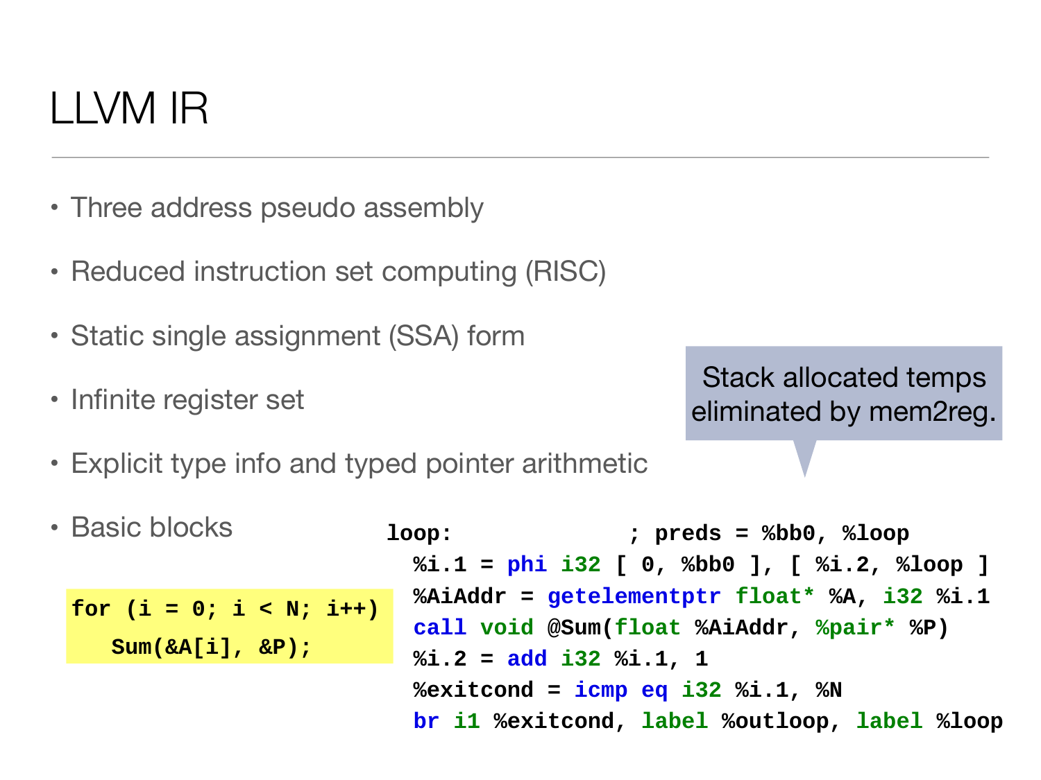# LLVM IR

- Three address pseudo assembly
- Reduced instruction set computing (RISC)
- Static single assignment (SSA) form
- Infinite register set
- Explicit type info and typed pointer arithmetic
- Basic blocks

Stack allocated temps eliminated by mem2reg.

```
for (i = 0; i < N; i++)
   Sum(&A[i], &P);
```

```
loop:             ; preds = %bb0, %loop
  %i.1 = phi i32 [ 0, %bb0 ], [ %i.2, %loop ]
  %AiAddr = getelementptr float* %A, i32 %i.1
  call void @Sum(float %AiAddr, %pair* %P)
  %i.2 = add i32 %i.1, 1
  %exitcond = icmp eq i32 %i.1, %N
  br i1 %exitcond, label %outloop, label %loop
```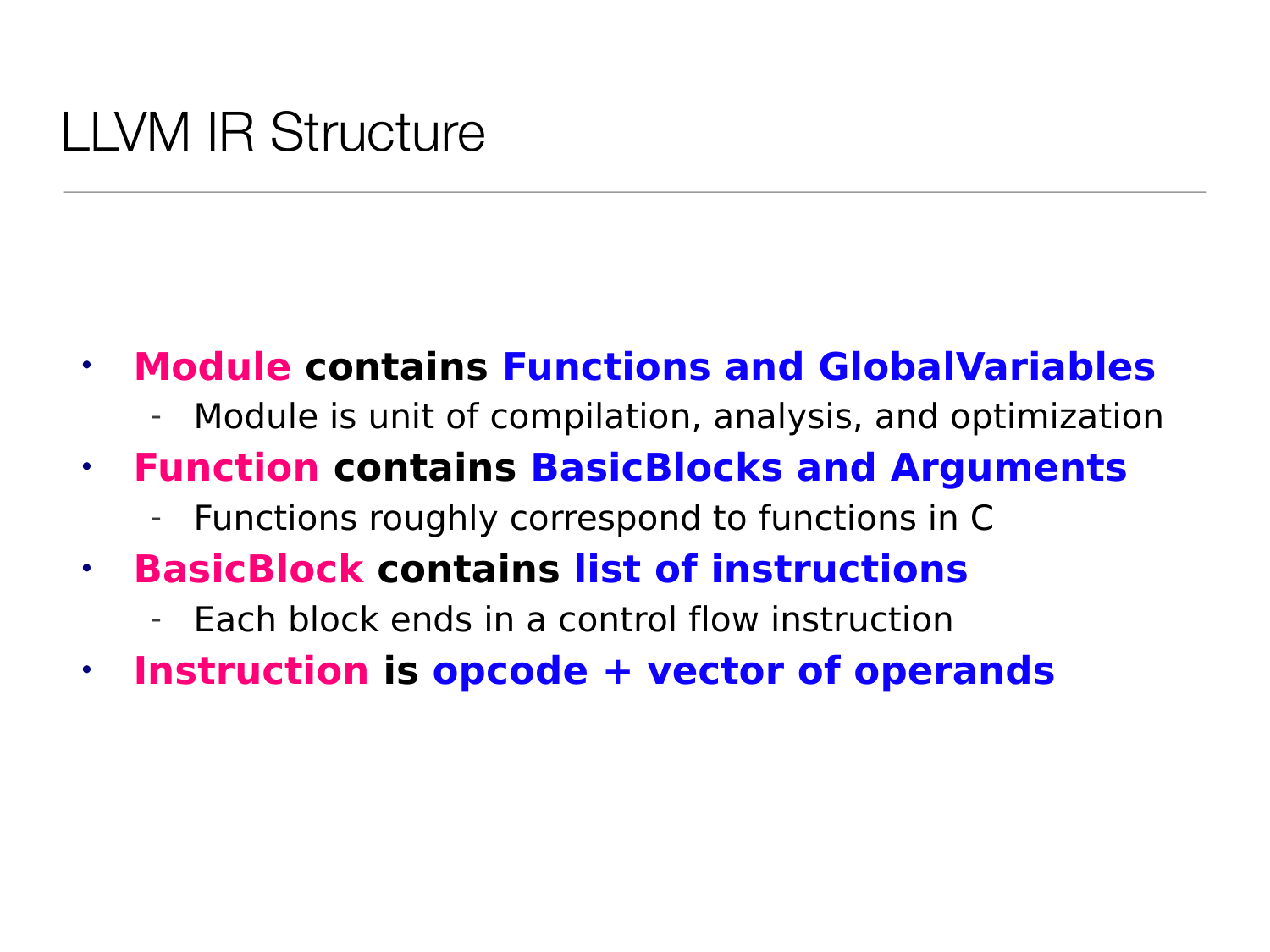# LLVM IR Structure

- **Module contains Functions and GlobalVariables**
  - Module is unit of compilation, analysis, and optimization
- **Function contains BasicBlocks and Arguments**
  - Functions roughly correspond to functions in C
- **BasicBlock contains list of instructions**
  - Each block ends in a control flow instruction
- **Instruction is opcode + vector of operands**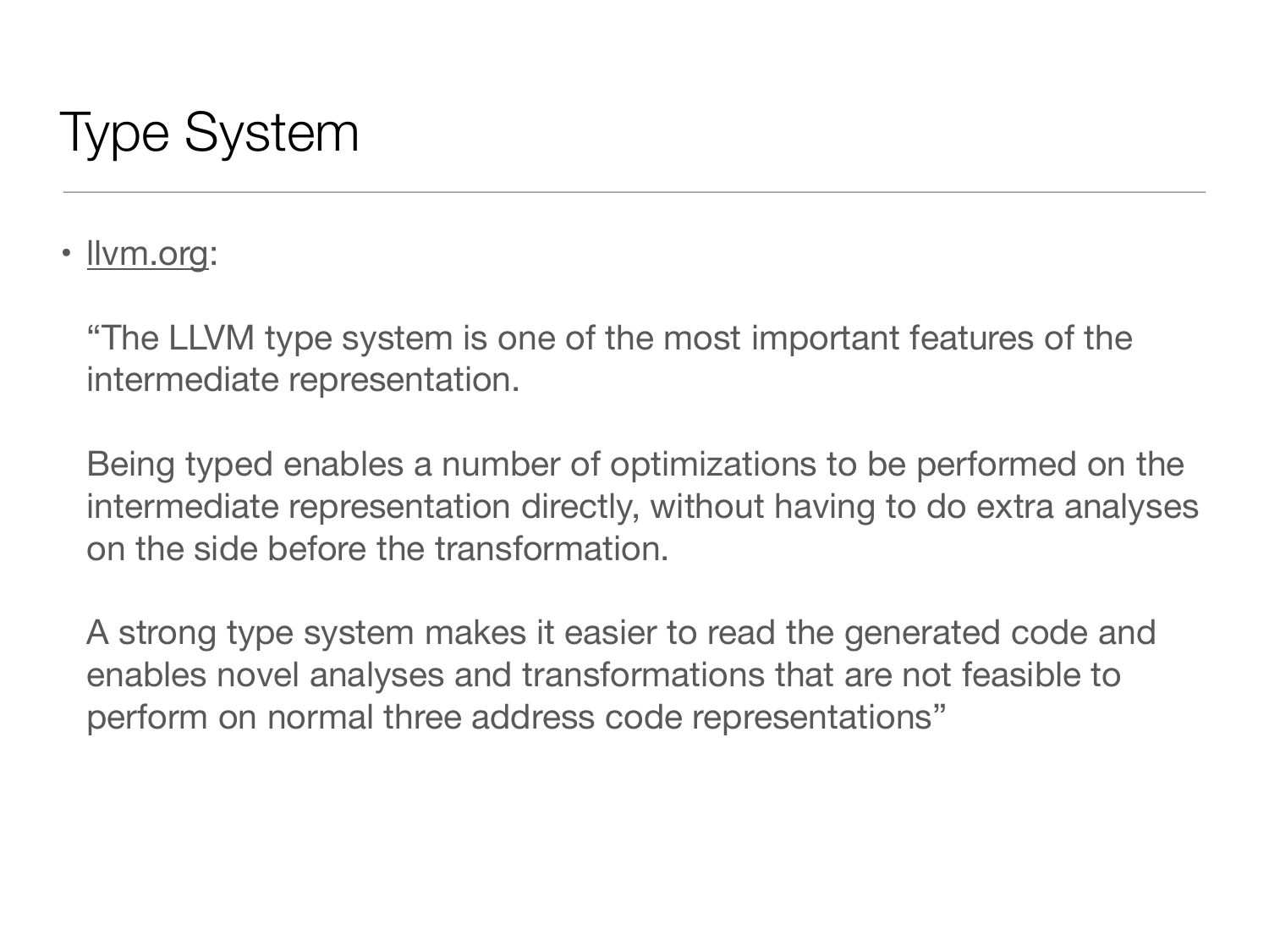# Type System

- llvm.org:

  "The LLVM type system is one of the most important features of the intermediate representation.

  Being typed enables a number of optimizations to be performed on the intermediate representation directly, without having to do extra analyses on the side before the transformation.

  A strong type system makes it easier to read the generated code and enables novel analyses and transformations that are not feasible to perform on normal three address code representations"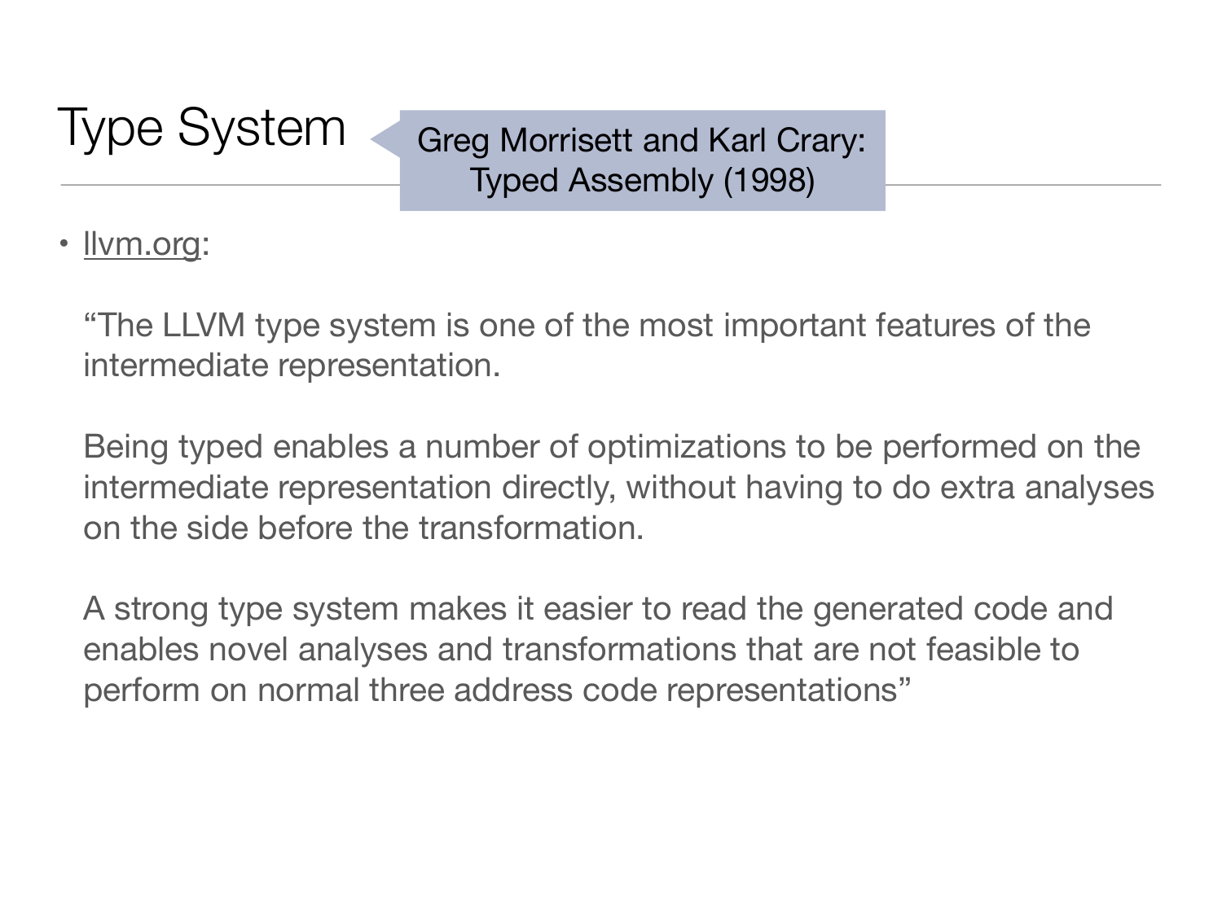# Type System

Greg Morrisett and Karl Crary: Typed Assembly (1998)

- llvm.org:

  "The LLVM type system is one of the most important features of the intermediate representation.

  Being typed enables a number of optimizations to be performed on the intermediate representation directly, without having to do extra analyses on the side before the transformation.

  A strong type system makes it easier to read the generated code and enables novel analyses and transformations that are not feasible to perform on normal three address code representations"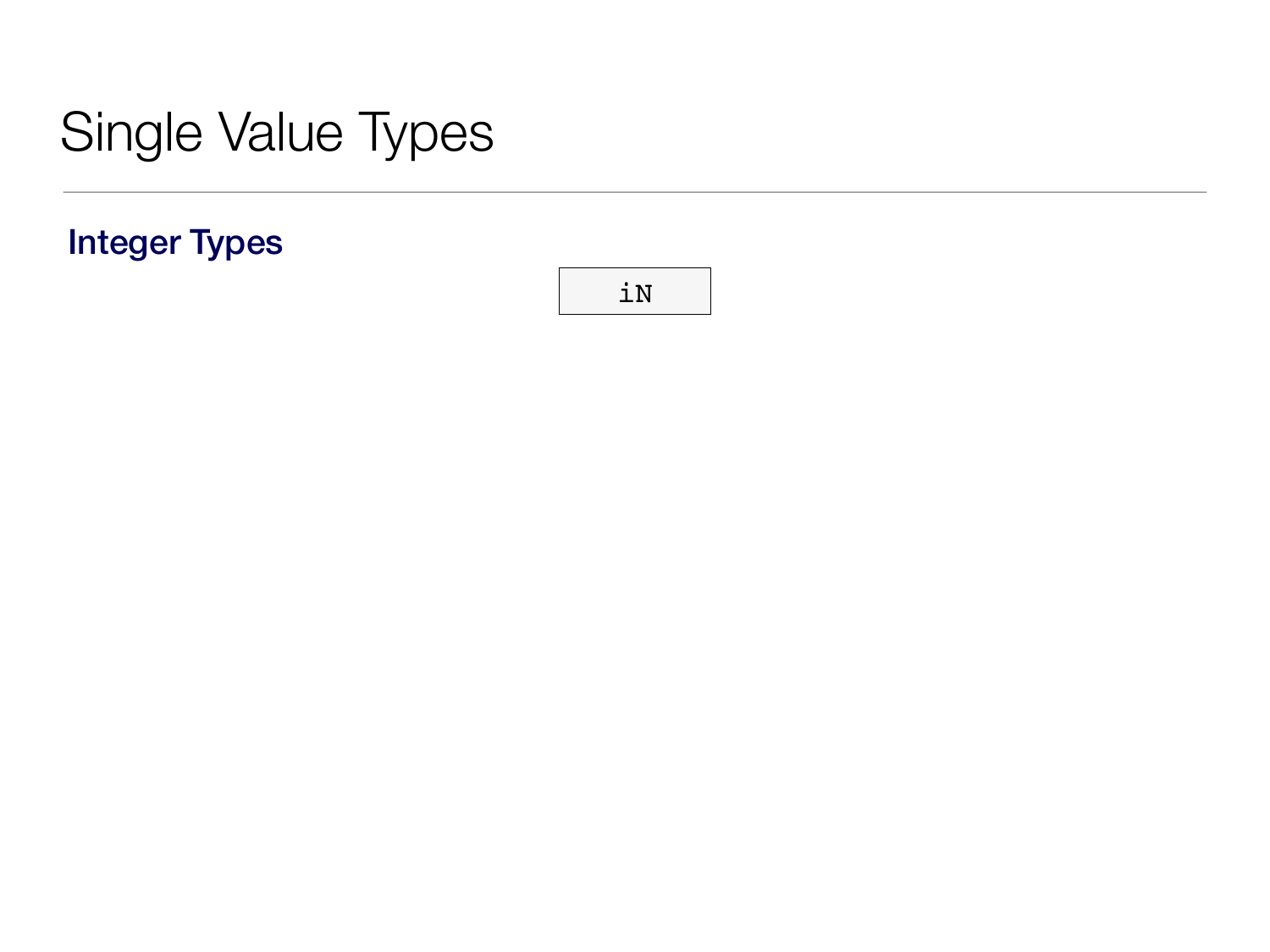# Single Value Types

## Integer Types

```
iN
```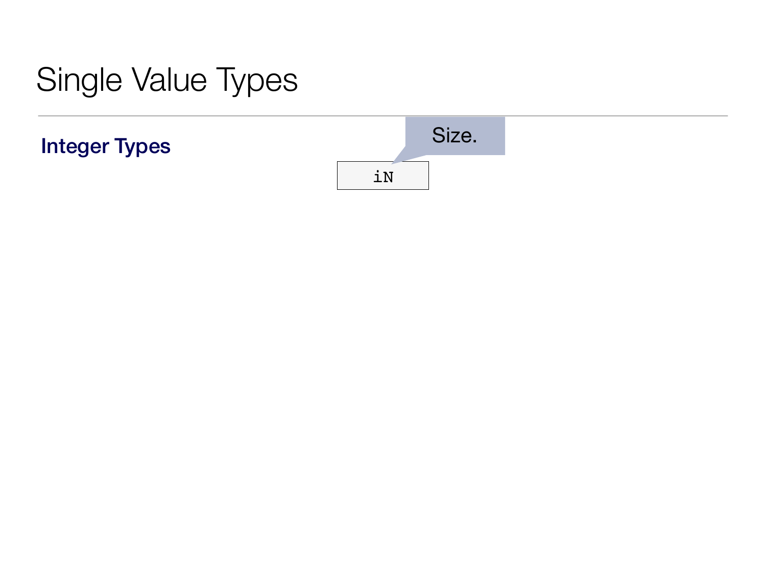# Single Value Types

## Integer Types

```
iN
```

Size.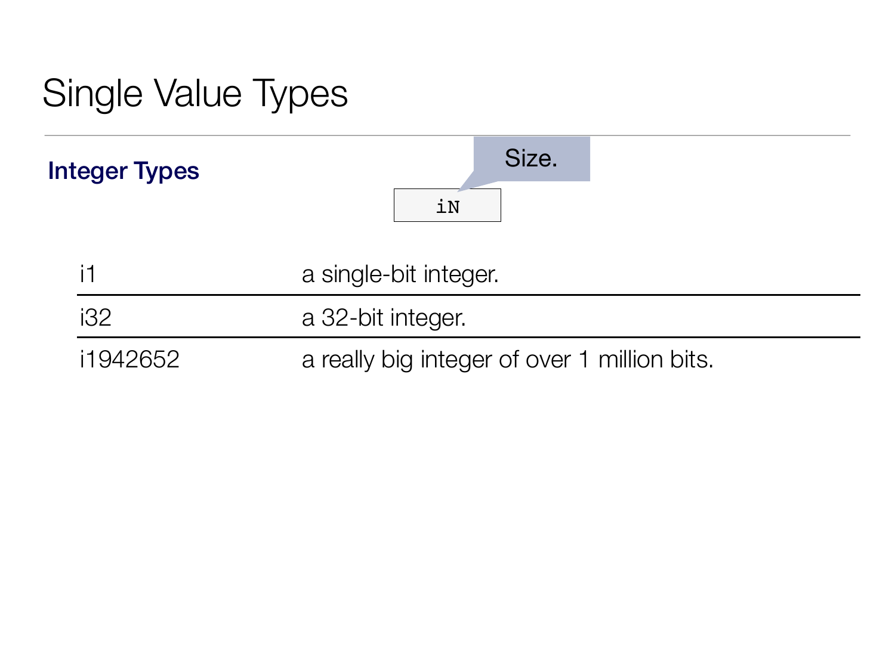# Single Value Types

## Integer Types

```
iN
```

Size.

| | |
|---|---|
| i1 | a single-bit integer. |
| i32 | a 32-bit integer. |
| i1942652 | a really big integer of over 1 million bits. |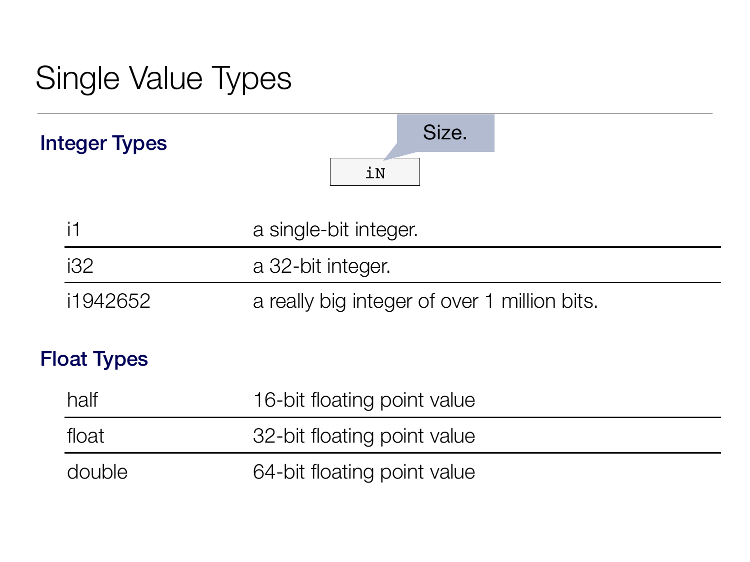# Single Value Types

## Integer Types

```
iN
```

Size.

| | |
|---|---|
| i1 | a single-bit integer. |
| i32 | a 32-bit integer. |
| i1942652 | a really big integer of over 1 million bits. |

## Float Types

| | |
|---|---|
| half | 16-bit floating point value |
| float | 32-bit floating point value |
| double | 64-bit floating point value |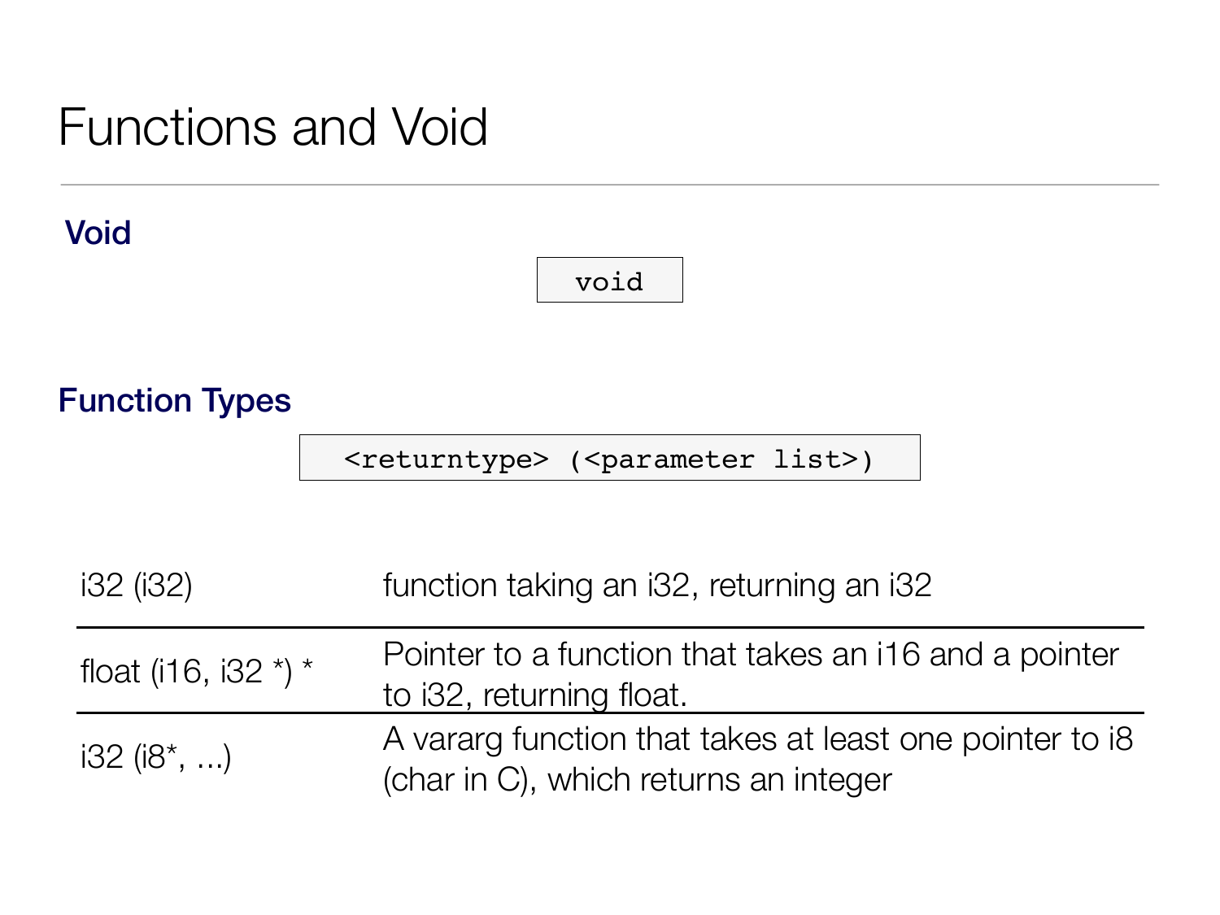# Functions and Void

### Void

```
void
```

### Function Types

```
<returntype> (<parameter list>)
```

| | |
|---|---|
| i32 (i32) | function taking an i32, returning an i32 |
| float (i16, i32 *) * | Pointer to a function that takes an i16 and a pointer to i32, returning float. |
| i32 (i8*, ...) | A vararg function that takes at least one pointer to i8 (char in C), which returns an integer |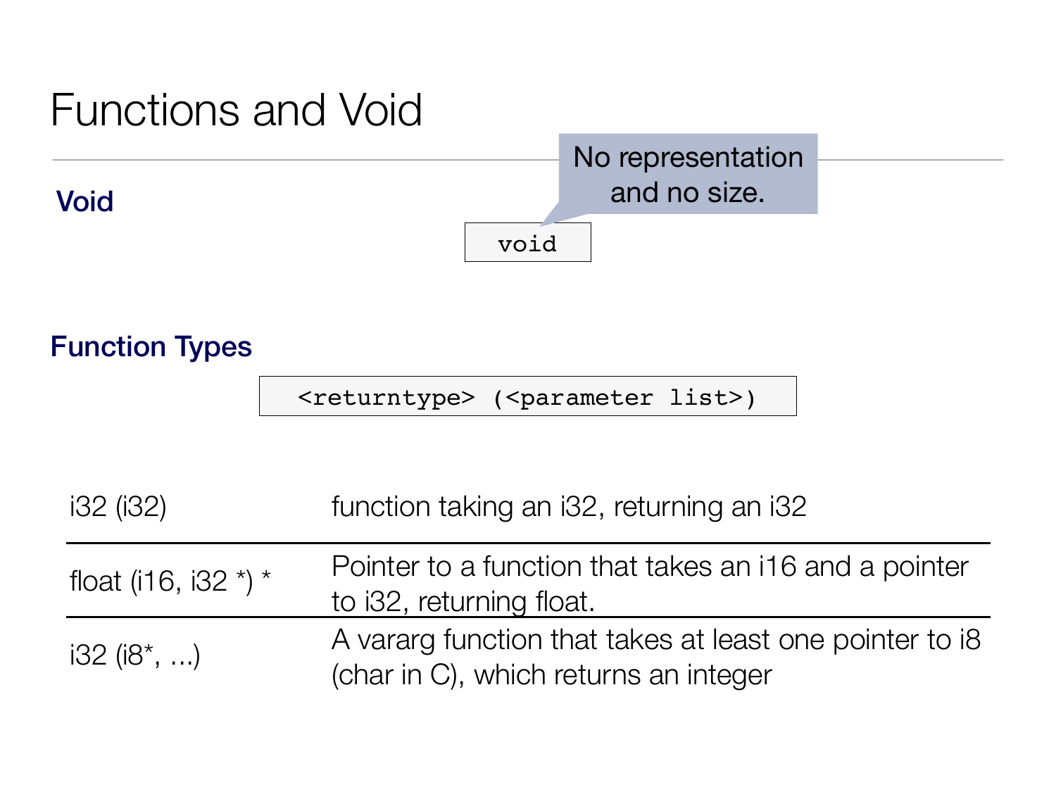# Functions and Void

## Void

```
void
```

No representation and no size.

## Function Types

```
<returntype> (<parameter list>)
```

| | |
|---|---|
| i32 (i32) | function taking an i32, returning an i32 |
| float (i16, i32 *) * | Pointer to a function that takes an i16 and a pointer to i32, returning float. |
| i32 (i8*, ...) | A vararg function that takes at least one pointer to i8 (char in C), which returns an integer |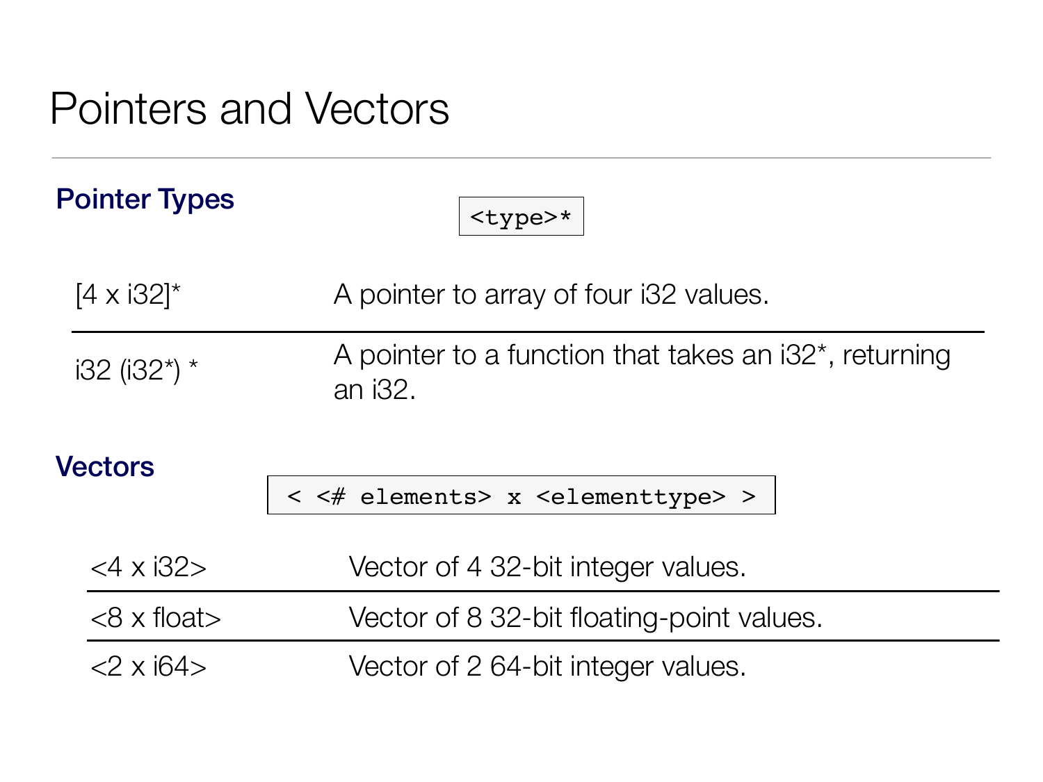# Pointers and Vectors

## Pointer Types

```
<type>*
```

| | |
|---|---|
| [4 x i32]* | A pointer to array of four i32 values. |
| i32 (i32*) * | A pointer to a function that takes an i32*, returning an i32. |

## Vectors

```
< <# elements> x <elementtype> >
```

| | |
|---|---|
| <4 x i32> | Vector of 4 32-bit integer values. |
| <8 x float> | Vector of 8 32-bit floating-point values. |
| <2 x i64> | Vector of 2 64-bit integer values. |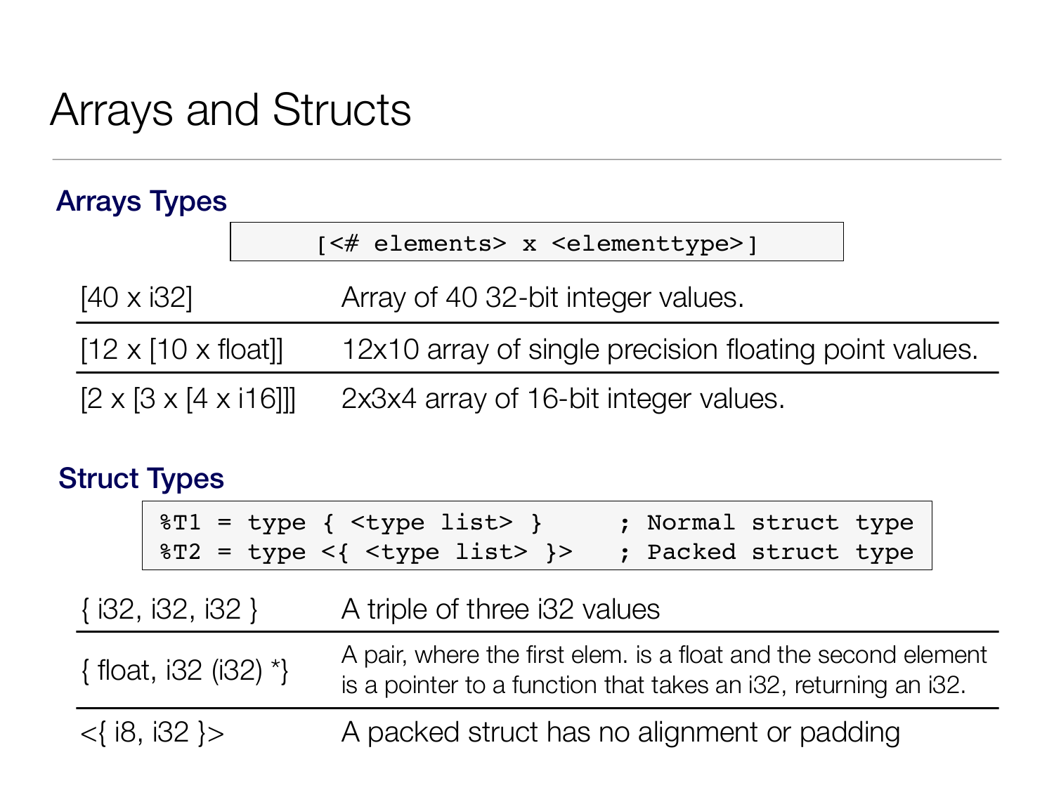# Arrays and Structs

### Arrays Types

```
[<# elements> x <elementtype>]
```

| | |
|---|---|
| [40 x i32] | Array of 40 32-bit integer values. |
| [12 x [10 x float]] | 12x10 array of single precision floating point values. |
| [2 x [3 x [4 x i16]]] | 2x3x4 array of 16-bit integer values. |

### Struct Types

```
%T1 = type { <type list> }     ; Normal struct type
%T2 = type <{ <type list> }>   ; Packed struct type
```

| | |
|---|---|
| { i32, i32, i32 } | A triple of three i32 values |
| { float, i32 (i32) *} | A pair, where the first elem. is a float and the second element is a pointer to a function that takes an i32, returning an i32. |
| <{ i8, i32 }> | A packed struct has no alignment or padding |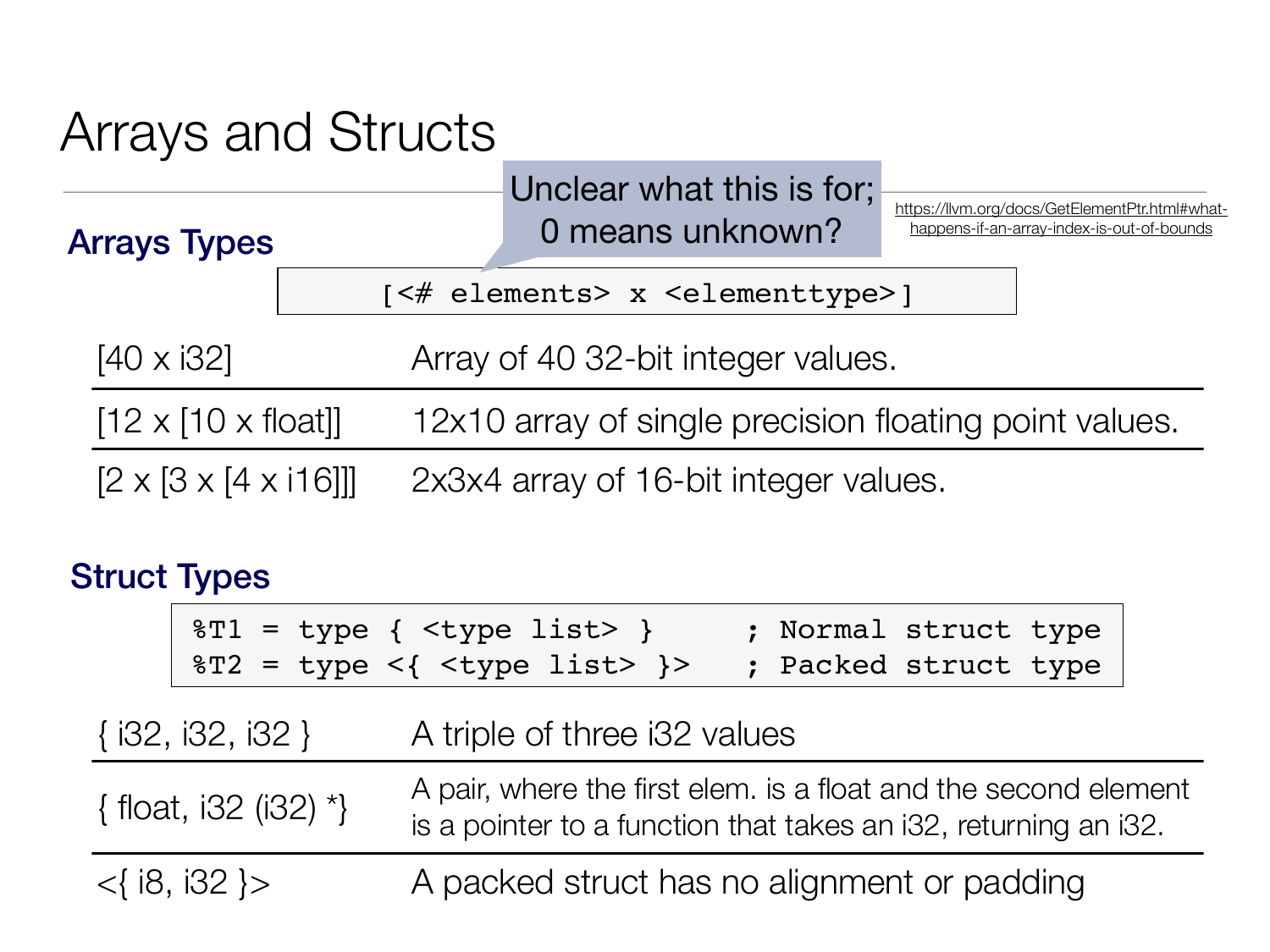# Arrays and Structs

## Arrays Types

Unclear what this is for; 0 means unknown?

https://llvm.org/docs/GetElementPtr.html#what-happens-if-an-array-index-is-out-of-bounds

```
[<# elements> x <elementtype>]
```

| | |
|---|---|
| [40 x i32] | Array of 40 32-bit integer values. |
| [12 x [10 x float]] | 12x10 array of single precision floating point values. |
| [2 x [3 x [4 x i16]]] | 2x3x4 array of 16-bit integer values. |

## Struct Types

```
%T1 = type { <type list> }      ; Normal struct type
%T2 = type <{ <type list> }>    ; Packed struct type
```

| | |
|---|---|
| { i32, i32, i32 } | A triple of three i32 values |
| { float, i32 (i32) *} | A pair, where the first elem. is a float and the second element is a pointer to a function that takes an i32, returning an i32. |
| <{ i8, i32 }> | A packed struct has no alignment or padding |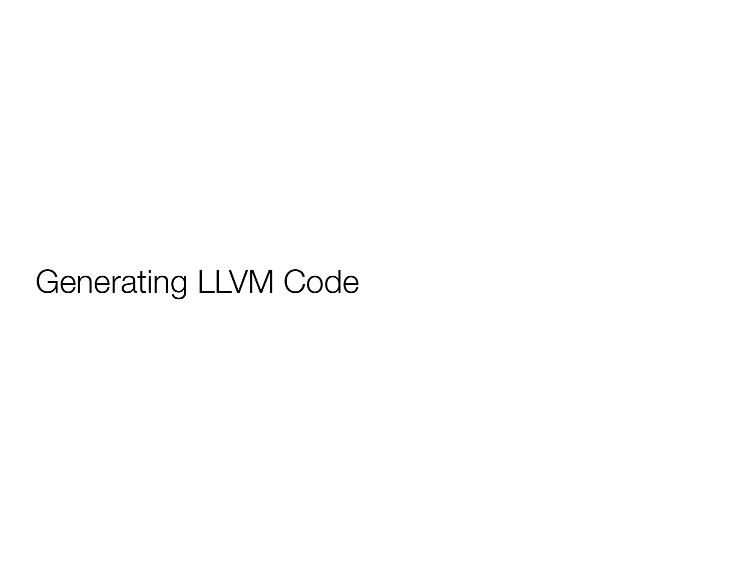# Generating LLVM Code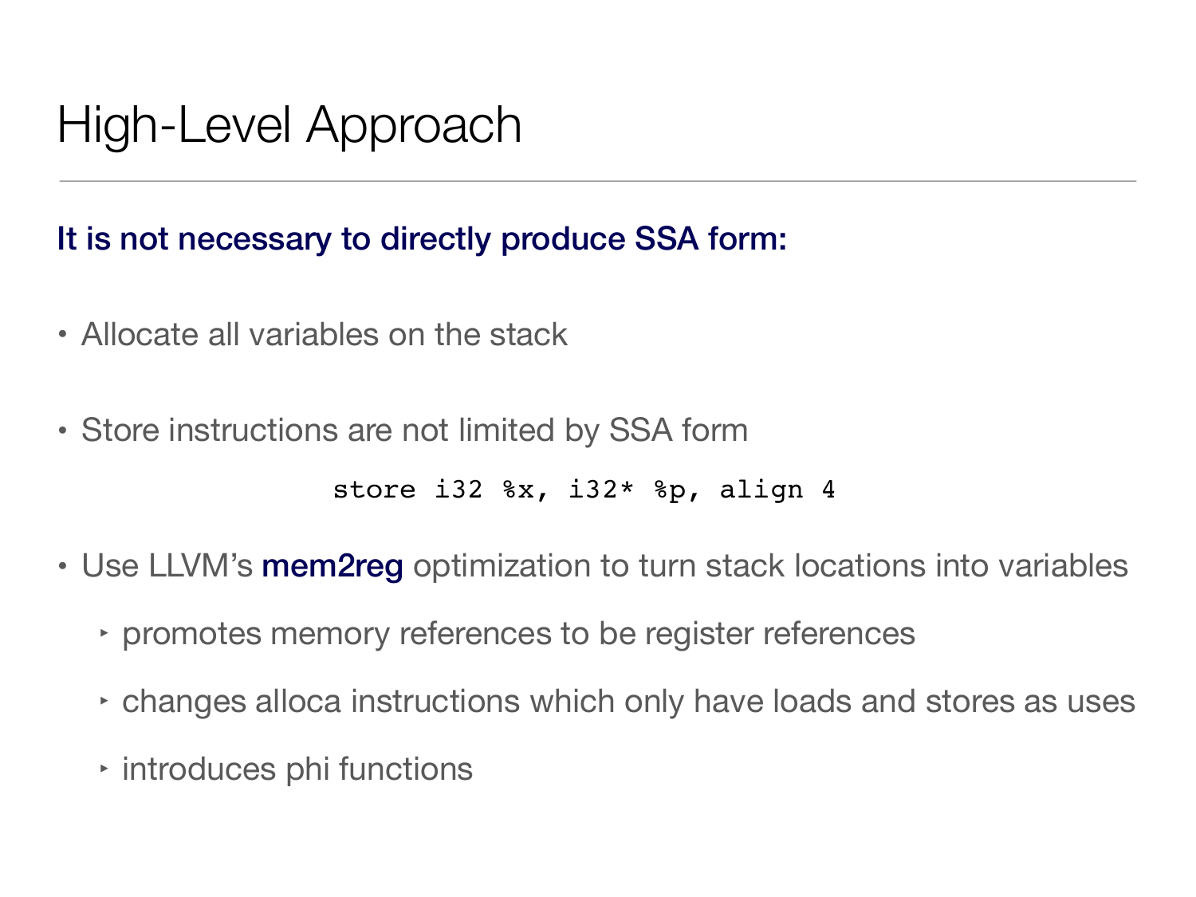# High-Level Approach

**It is not necessary to directly produce SSA form:**

- Allocate all variables on the stack
- Store instructions are not limited by SSA form

```
store i32 %x, i32* %p, align 4
```

- Use LLVM's **mem2reg** optimization to turn stack locations into variables
  - promotes memory references to be register references
  - changes alloca instructions which only have loads and stores as uses
  - introduces phi functions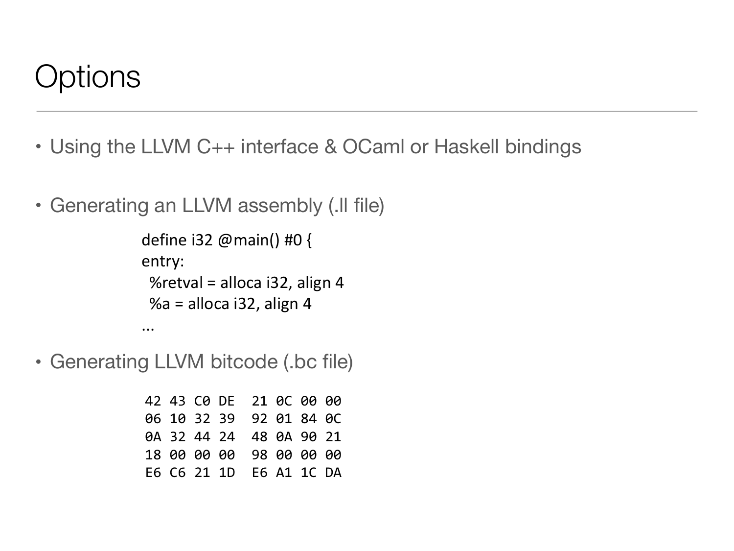# Options

- Using the LLVM C++ interface & OCaml or Haskell bindings
- Generating an LLVM assembly (.ll file)

```
define i32 @main() #0 {
entry:
  %retval = alloca i32, align 4
  %a = alloca i32, align 4
...
```

- Generating LLVM bitcode (.bc file)

```
42 43 C0 DE  21 0C 00 00
06 10 32 39  92 01 84 0C
0A 32 44 24  48 0A 90 21
18 00 00 00  98 00 00 00
E6 C6 21 1D  E6 A1 1C DA
```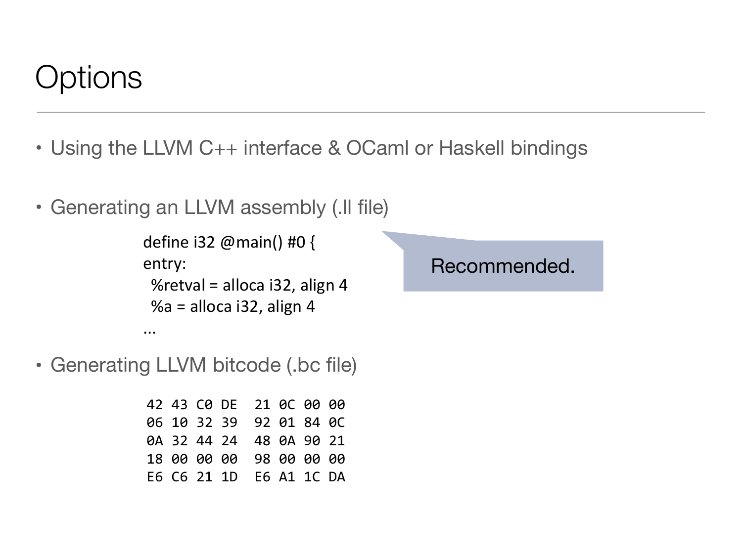# Options

- Using the LLVM C++ interface & OCaml or Haskell bindings

- Generating an LLVM assembly (.ll file)

```
define i32 @main() #0 {
entry:
  %retval = alloca i32, align 4
  %a = alloca i32, align 4
...
```

Recommended.

- Generating LLVM bitcode (.bc file)

```
42 43 C0 DE  21 0C 00 00
06 10 32 39  92 01 84 0C
0A 32 44 24  48 0A 90 21
18 00 00 00  98 00 00 00
E6 C6 21 1D  E6 A1 1C DA
```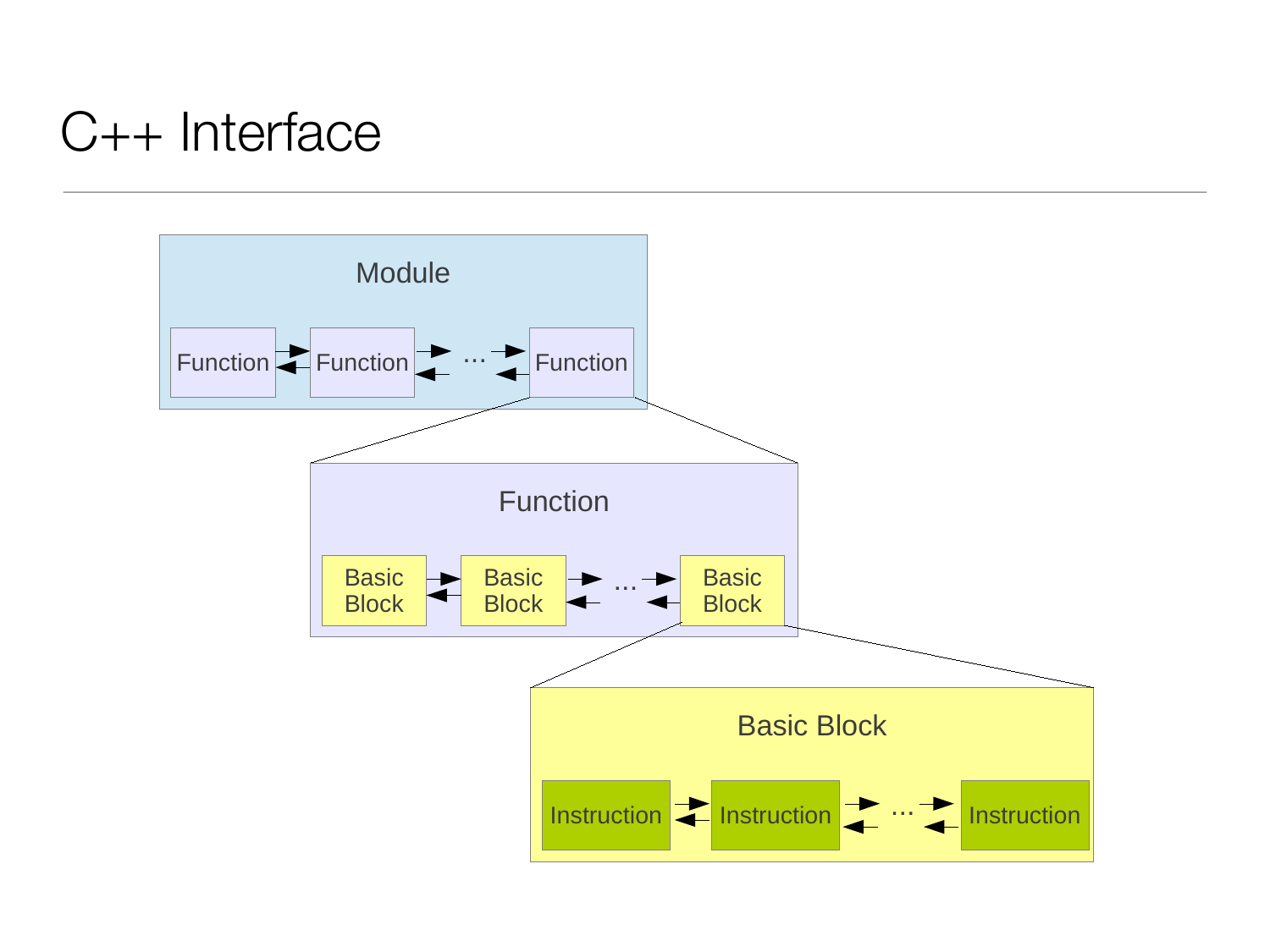# C++ Interface

Module

Function ⇄ Function ⇄ … ⇄ Function

Function

Basic Block ⇄ Basic Block ⇄ … ⇄ Basic Block

Basic Block

Instruction ⇄ Instruction ⇄ … ⇄ Instruction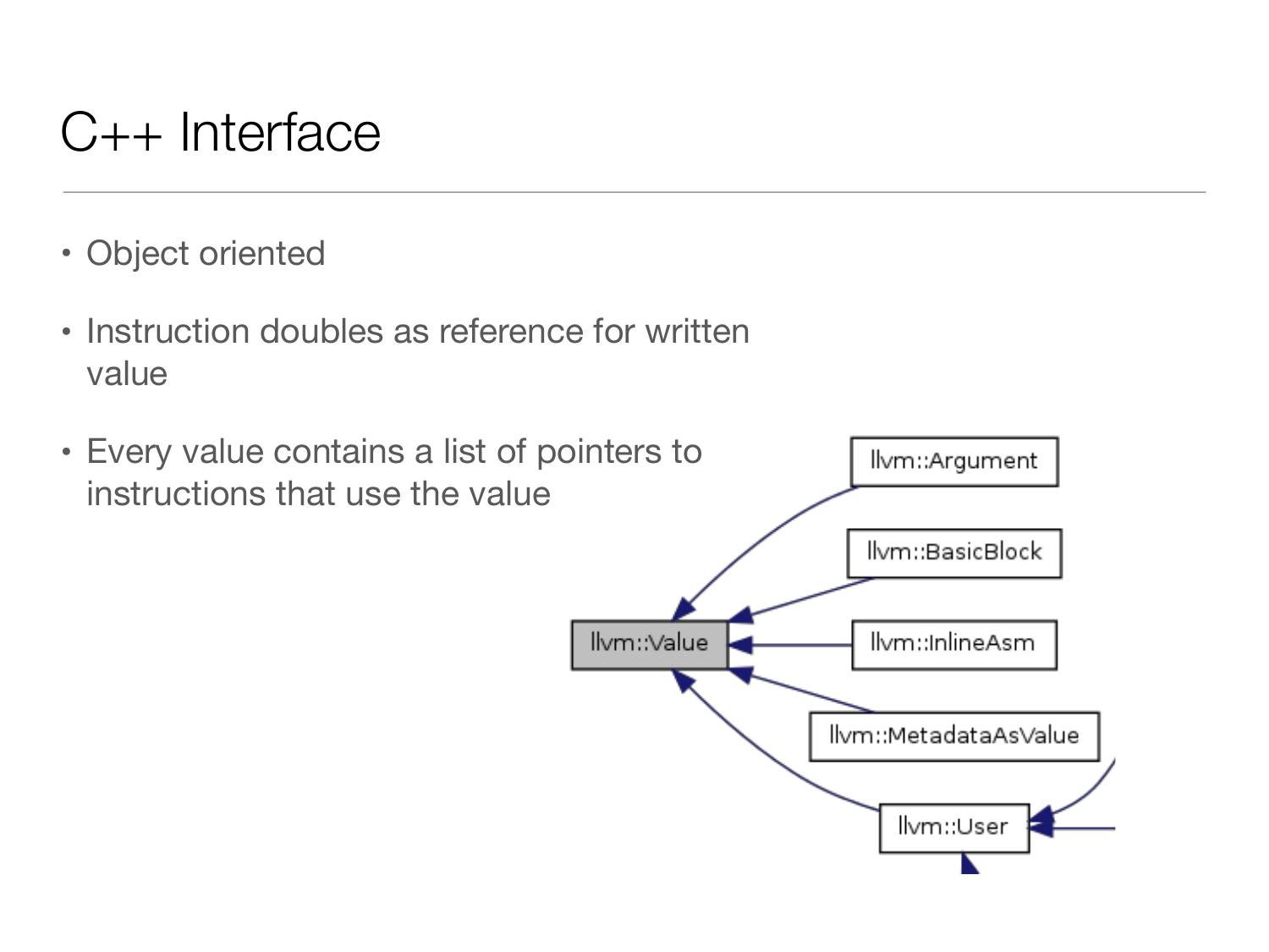# C++ Interface

- Object oriented
- Instruction doubles as reference for written value
- Every value contains a list of pointers to instructions that use the value

llvm::Argument

llvm::BasicBlock

llvm::Value

llvm::InlineAsm

llvm::MetadataAsValue

llvm::User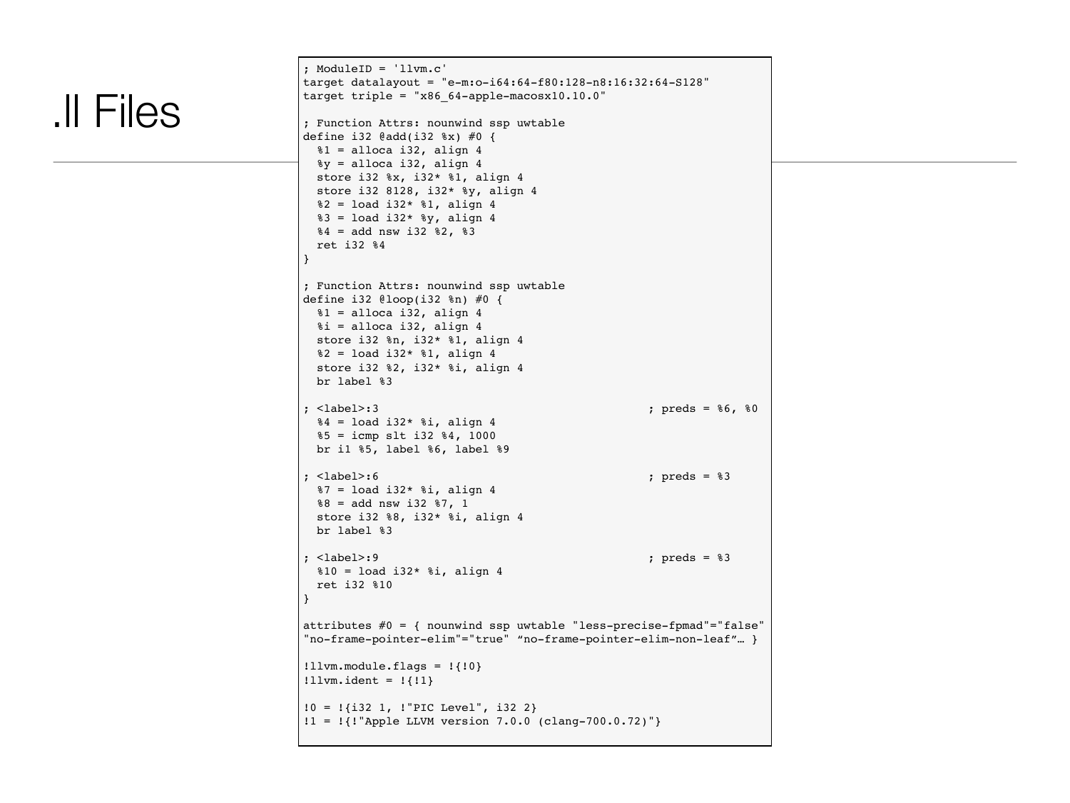# .ll Files

```
; ModuleID = 'llvm.c'
target datalayout = "e-m:o-i64:64-f80:128-n8:16:32:64-S128"
target triple = "x86_64-apple-macosx10.10.0"

; Function Attrs: nounwind ssp uwtable
define i32 @add(i32 %x) #0 {
  %1 = alloca i32, align 4
  %y = alloca i32, align 4
  store i32 %x, i32* %1, align 4
  store i32 8128, i32* %y, align 4
  %2 = load i32* %1, align 4
  %3 = load i32* %y, align 4
  %4 = add nsw i32 %2, %3
  ret i32 %4
}

; Function Attrs: nounwind ssp uwtable
define i32 @loop(i32 %n) #0 {
  %1 = alloca i32, align 4
  %i = alloca i32, align 4
  store i32 %n, i32* %1, align 4
  %2 = load i32* %1, align 4
  store i32 %2, i32* %i, align 4
  br label %3

; <label>:3                                       ; preds = %6, %0
  %4 = load i32* %i, align 4
  %5 = icmp slt i32 %4, 1000
  br i1 %5, label %6, label %9

; <label>:6                                       ; preds = %3
  %7 = load i32* %i, align 4
  %8 = add nsw i32 %7, 1
  store i32 %8, i32* %i, align 4
  br label %3

; <label>:9                                       ; preds = %3
  %10 = load i32* %i, align 4
  ret i32 %10
}

attributes #0 = { nounwind ssp uwtable "less-precise-fpmad"="false"
"no-frame-pointer-elim"="true" "no-frame-pointer-elim-non-leaf"… }

!llvm.module.flags = !{!0}
!llvm.ident = !{!1}

!0 = !{i32 1, !"PIC Level", i32 2}
!1 = !{!"Apple LLVM version 7.0.0 (clang-700.0.72)"}
```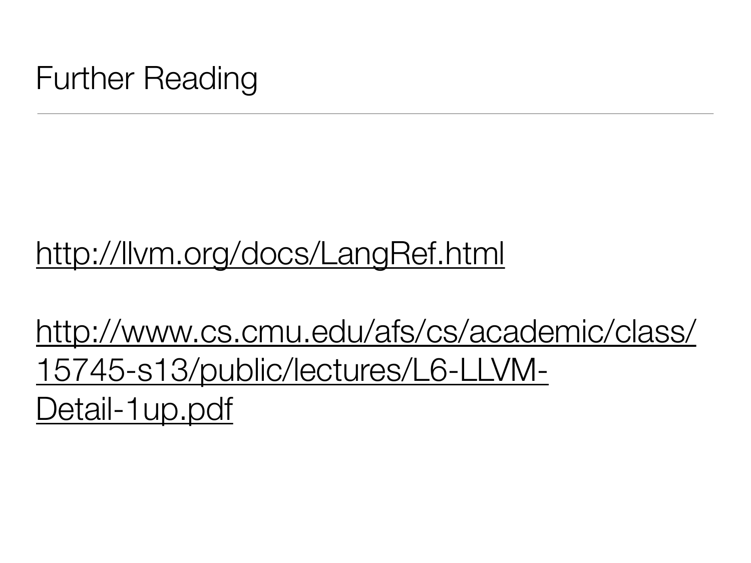# Further Reading

http://llvm.org/docs/LangRef.html

http://www.cs.cmu.edu/afs/cs/academic/class/15745-s13/public/lectures/L6-LLVM-Detail-1up.pdf